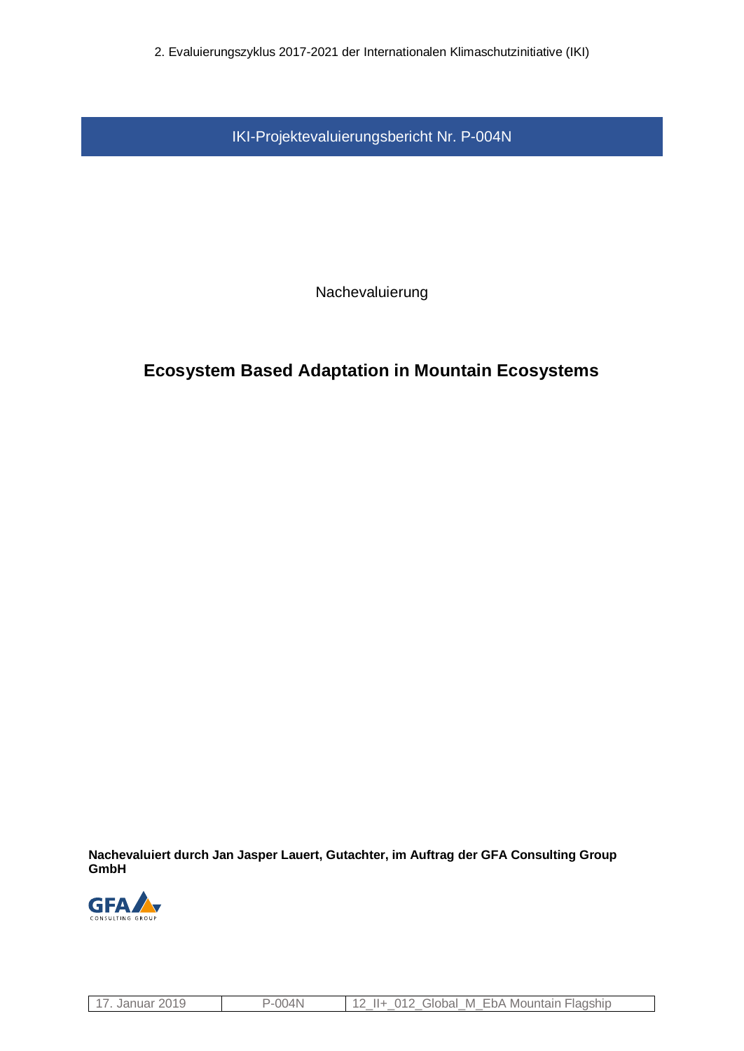2. Evaluierungszyklus 2017-2021 der Internationalen Klimaschutzinitiative (IKI)

IKI-Projektevaluierungsbericht Nr. P-004N

Nachevaluierung

# Ecosystem Based Adaptation in Mountain Ecosystems

**Nachevaluiert durch Jan Jasper Lauert, Gutachter, im Auftrag der GFA Consulting Group GmbH**

| 17. Januar 2019 | P-004N | 12_II+_012_Global_M_EbA Mountain Flagship |
|---|---|---|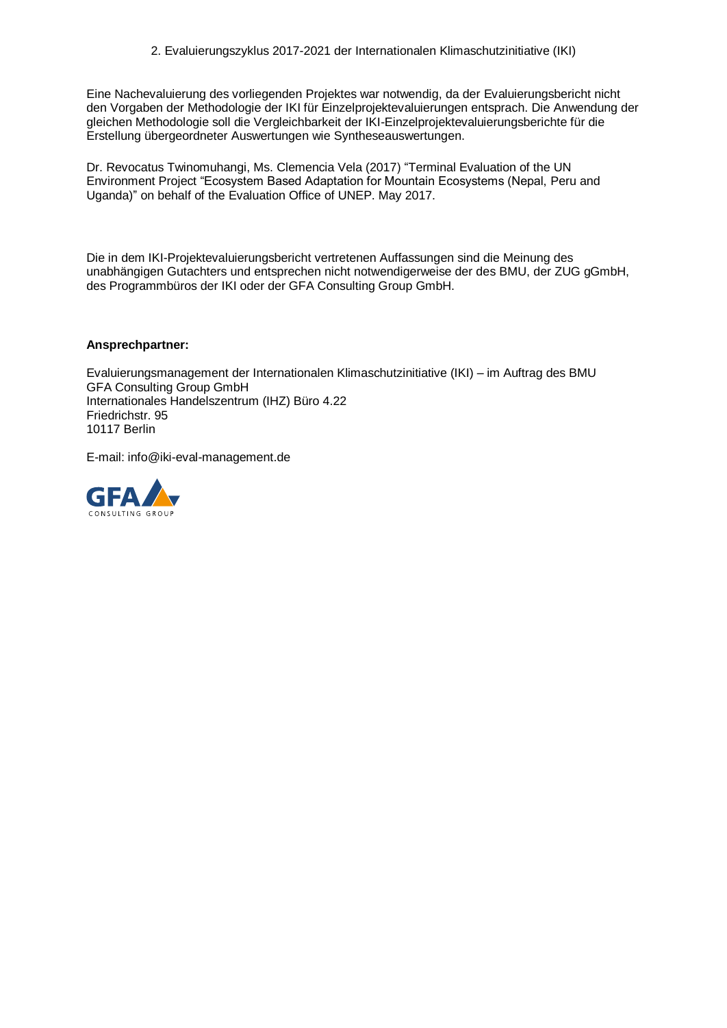2. Evaluierungszyklus 2017-2021 der Internationalen Klimaschutzinitiative (IKI)

Eine Nachevaluierung des vorliegenden Projektes war notwendig, da der Evaluierungsbericht nicht den Vorgaben der Methodologie der IKI für Einzelprojektevaluierungen entsprach. Die Anwendung der gleichen Methodologie soll die Vergleichbarkeit der IKI-Einzelprojektevaluierungsberichte für die Erstellung übergeordneter Auswertungen wie Syntheseauswertungen.

Dr. Revocatus Twinomuhangi, Ms. Clemencia Vela (2017) "Terminal Evaluation of the UN Environment Project "Ecosystem Based Adaptation for Mountain Ecosystems (Nepal, Peru and Uganda)" on behalf of the Evaluation Office of UNEP. May 2017.

Die in dem IKI-Projektevaluierungsbericht vertretenen Auffassungen sind die Meinung des unabhängigen Gutachters und entsprechen nicht notwendigerweise der des BMU, der ZUG gGmbH, des Programmbüros der IKI oder der GFA Consulting Group GmbH.

**Ansprechpartner:**

Evaluierungsmanagement der Internationalen Klimaschutzinitiative (IKI) – im Auftrag des BMU
GFA Consulting Group GmbH
Internationales Handelszentrum (IHZ) Büro 4.22
Friedrichstr. 95
10117 Berlin

E-mail: info@iki-eval-management.de

GFA CONSULTING GROUP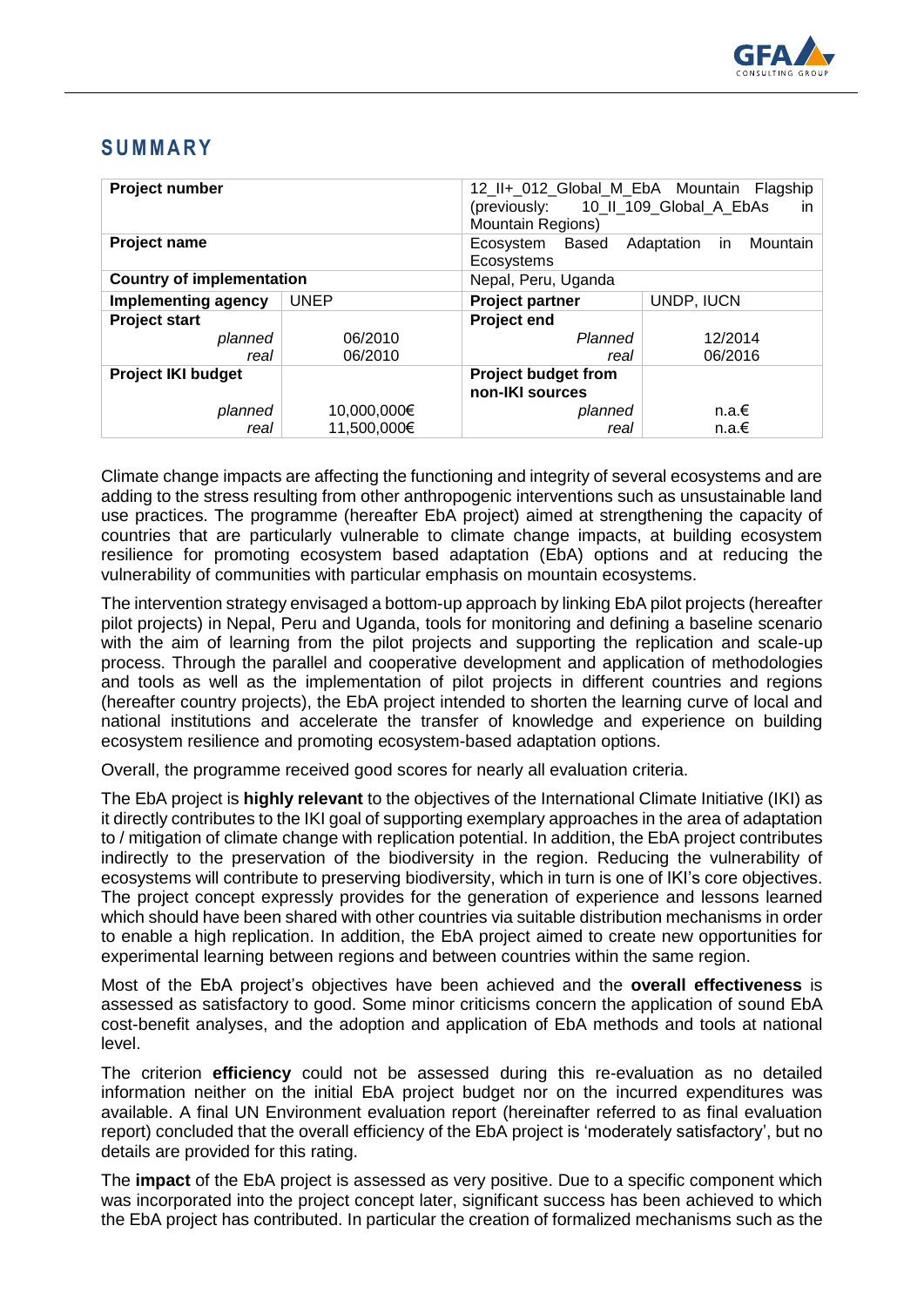## SUMMARY

| Project number | | 12_II+_012_Global_M_EbA Mountain Flagship (previously: 10_II_109_Global_A_EbAs in Mountain Regions) | |
|---|---|---|---|
| **Project name** | | Ecosystem Based Adaptation in Mountain Ecosystems | |
| **Country of implementation** | | Nepal, Peru, Uganda | |
| **Implementing agency** | UNEP | **Project partner** | UNDP, IUCN |
| **Project start** | | **Project end** | |
| *planned* | 06/2010 | *Planned* | 12/2014 |
| *real* | 06/2010 | *real* | 06/2016 |
| **Project IKI budget** | | **Project budget from non-IKI sources** | |
| *planned* | 10,000,000€ | *planned* | n.a.€ |
| *real* | 11,500,000€ | *real* | n.a.€ |

Climate change impacts are affecting the functioning and integrity of several ecosystems and are adding to the stress resulting from other anthropogenic interventions such as unsustainable land use practices. The programme (hereafter EbA project) aimed at strengthening the capacity of countries that are particularly vulnerable to climate change impacts, at building ecosystem resilience for promoting ecosystem based adaptation (EbA) options and at reducing the vulnerability of communities with particular emphasis on mountain ecosystems.

The intervention strategy envisaged a bottom-up approach by linking EbA pilot projects (hereafter pilot projects) in Nepal, Peru and Uganda, tools for monitoring and defining a baseline scenario with the aim of learning from the pilot projects and supporting the replication and scale-up process. Through the parallel and cooperative development and application of methodologies and tools as well as the implementation of pilot projects in different countries and regions (hereafter country projects), the EbA project intended to shorten the learning curve of local and national institutions and accelerate the transfer of knowledge and experience on building ecosystem resilience and promoting ecosystem-based adaptation options.

Overall, the programme received good scores for nearly all evaluation criteria.

The EbA project is **highly relevant** to the objectives of the International Climate Initiative (IKI) as it directly contributes to the IKI goal of supporting exemplary approaches in the area of adaptation to / mitigation of climate change with replication potential. In addition, the EbA project contributes indirectly to the preservation of the biodiversity in the region. Reducing the vulnerability of ecosystems will contribute to preserving biodiversity, which in turn is one of IKI's core objectives. The project concept expressly provides for the generation of experience and lessons learned which should have been shared with other countries via suitable distribution mechanisms in order to enable a high replication. In addition, the EbA project aimed to create new opportunities for experimental learning between regions and between countries within the same region.

Most of the EbA project's objectives have been achieved and the **overall effectiveness** is assessed as satisfactory to good. Some minor criticisms concern the application of sound EbA cost-benefit analyses, and the adoption and application of EbA methods and tools at national level.

The criterion **efficiency** could not be assessed during this re-evaluation as no detailed information neither on the initial EbA project budget nor on the incurred expenditures was available. A final UN Environment evaluation report (hereinafter referred to as final evaluation report) concluded that the overall efficiency of the EbA project is 'moderately satisfactory', but no details are provided for this rating.

The **impact** of the EbA project is assessed as very positive. Due to a specific component which was incorporated into the project concept later, significant success has been achieved to which the EbA project has contributed. In particular the creation of formalized mechanisms such as the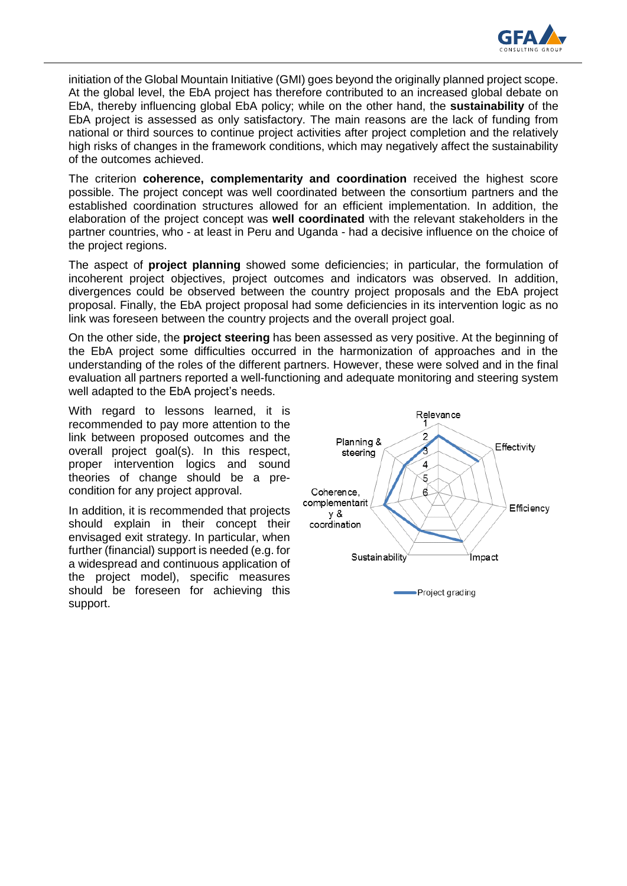initiation of the Global Mountain Initiative (GMI) goes beyond the originally planned project scope. At the global level, the EbA project has therefore contributed to an increased global debate on EbA, thereby influencing global EbA policy; while on the other hand, the **sustainability** of the EbA project is assessed as only satisfactory. The main reasons are the lack of funding from national or third sources to continue project activities after project completion and the relatively high risks of changes in the framework conditions, which may negatively affect the sustainability of the outcomes achieved.

The criterion **coherence, complementarity and coordination** received the highest score possible. The project concept was well coordinated between the consortium partners and the established coordination structures allowed for an efficient implementation. In addition, the elaboration of the project concept was **well coordinated** with the relevant stakeholders in the partner countries, who - at least in Peru and Uganda - had a decisive influence on the choice of the project regions.

The aspect of **project planning** showed some deficiencies; in particular, the formulation of incoherent project objectives, project outcomes and indicators was observed. In addition, divergences could be observed between the country project proposals and the EbA project proposal. Finally, the EbA project proposal had some deficiencies in its intervention logic as no link was foreseen between the country projects and the overall project goal.

On the other side, the **project steering** has been assessed as very positive. At the beginning of the EbA project some difficulties occurred in the harmonization of approaches and in the understanding of the roles of the different partners. However, these were solved and in the final evaluation all partners reported a well-functioning and adequate monitoring and steering system well adapted to the EbA project's needs.

With regard to lessons learned, it is recommended to pay more attention to the link between proposed outcomes and the overall project goal(s). In this respect, proper intervention logics and sound theories of change should be a pre-condition for any project approval.

In addition, it is recommended that projects should explain in their concept their envisaged exit strategy. In particular, when further (financial) support is needed (e.g. for a widespread and continuous application of the project model), specific measures should be foreseen for achieving this support.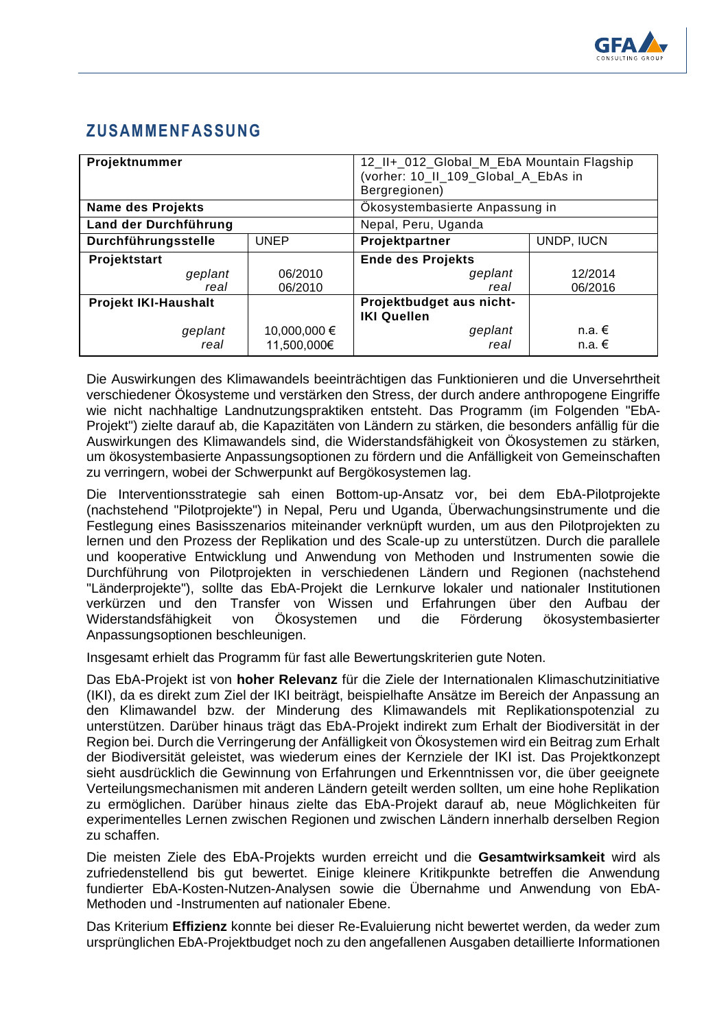## ZUSAMMENFASSUNG

| Projektnummer | | 12_II+_012_Global_M_EbA Mountain Flagship (vorher: 10_II_109_Global_A_EbAs in Bergregionen) | |
|---|---|---|---|
| Name des Projekts | | Ökosystembasierte Anpassung in | |
| Land der Durchführung | | Nepal, Peru, Uganda | |
| Durchführungsstelle | UNEP | Projektpartner | UNDP, IUCN |
| Projektstart *geplant* *real* | 06/2010 06/2010 | Ende des Projekts *geplant* *real* | 12/2014 06/2016 |
| Projekt IKI-Haushalt *geplant* *real* | 10,000,000 € 11,500,000€ | Projektbudget aus nicht-IKI Quellen *geplant* *real* | n.a. € n.a. € |

Die Auswirkungen des Klimawandels beeinträchtigen das Funktionieren und die Unversehrtheit verschiedener Ökosysteme und verstärken den Stress, der durch andere anthropogene Eingriffe wie nicht nachhaltige Landnutzungspraktiken entsteht. Das Programm (im Folgenden "EbA-Projekt") zielte darauf ab, die Kapazitäten von Ländern zu stärken, die besonders anfällig für die Auswirkungen des Klimawandels sind, die Widerstandsfähigkeit von Ökosystemen zu stärken, um ökosystembasierte Anpassungsoptionen zu fördern und die Anfälligkeit von Gemeinschaften zu verringern, wobei der Schwerpunkt auf Bergökosystemen lag.

Die Interventionsstrategie sah einen Bottom-up-Ansatz vor, bei dem EbA-Pilotprojekte (nachstehend "Pilotprojekte") in Nepal, Peru und Uganda, Überwachungsinstrumente und die Festlegung eines Basisszenarios miteinander verknüpft wurden, um aus den Pilotprojekten zu lernen und den Prozess der Replikation und des Scale-up zu unterstützen. Durch die parallele und kooperative Entwicklung und Anwendung von Methoden und Instrumenten sowie die Durchführung von Pilotprojekten in verschiedenen Ländern und Regionen (nachstehend "Länderprojekte"), sollte das EbA-Projekt die Lernkurve lokaler und nationaler Institutionen verkürzen und den Transfer von Wissen und Erfahrungen über den Aufbau der Widerstandsfähigkeit von Ökosystemen und die Förderung ökosystembasierter Anpassungsoptionen beschleunigen.

Insgesamt erhielt das Programm für fast alle Bewertungskriterien gute Noten.

Das EbA-Projekt ist von **hoher Relevanz** für die Ziele der Internationalen Klimaschutzinitiative (IKI), da es direkt zum Ziel der IKI beiträgt, beispielhafte Ansätze im Bereich der Anpassung an den Klimawandel bzw. der Minderung des Klimawandels mit Replikationspotenzial zu unterstützen. Darüber hinaus trägt das EbA-Projekt indirekt zum Erhalt der Biodiversität in der Region bei. Durch die Verringerung der Anfälligkeit von Ökosystemen wird ein Beitrag zum Erhalt der Biodiversität geleistet, was wiederum eines der Kernziele der IKI ist. Das Projektkonzept sieht ausdrücklich die Gewinnung von Erfahrungen und Erkenntnissen vor, die über geeignete Verteilungsmechanismen mit anderen Ländern geteilt werden sollten, um eine hohe Replikation zu ermöglichen. Darüber hinaus zielte das EbA-Projekt darauf ab, neue Möglichkeiten für experimentelles Lernen zwischen Regionen und zwischen Ländern innerhalb derselben Region zu schaffen.

Die meisten Ziele des EbA-Projekts wurden erreicht und die **Gesamtwirksamkeit** wird als zufriedenstellend bis gut bewertet. Einige kleinere Kritikpunkte betreffen die Anwendung fundierter EbA-Kosten-Nutzen-Analysen sowie die Übernahme und Anwendung von EbA-Methoden und -Instrumenten auf nationaler Ebene.

Das Kriterium **Effizienz** konnte bei dieser Re-Evaluierung nicht bewertet werden, da weder zum ursprünglichen EbA-Projektbudget noch zu den angefallenen Ausgaben detaillierte Informationen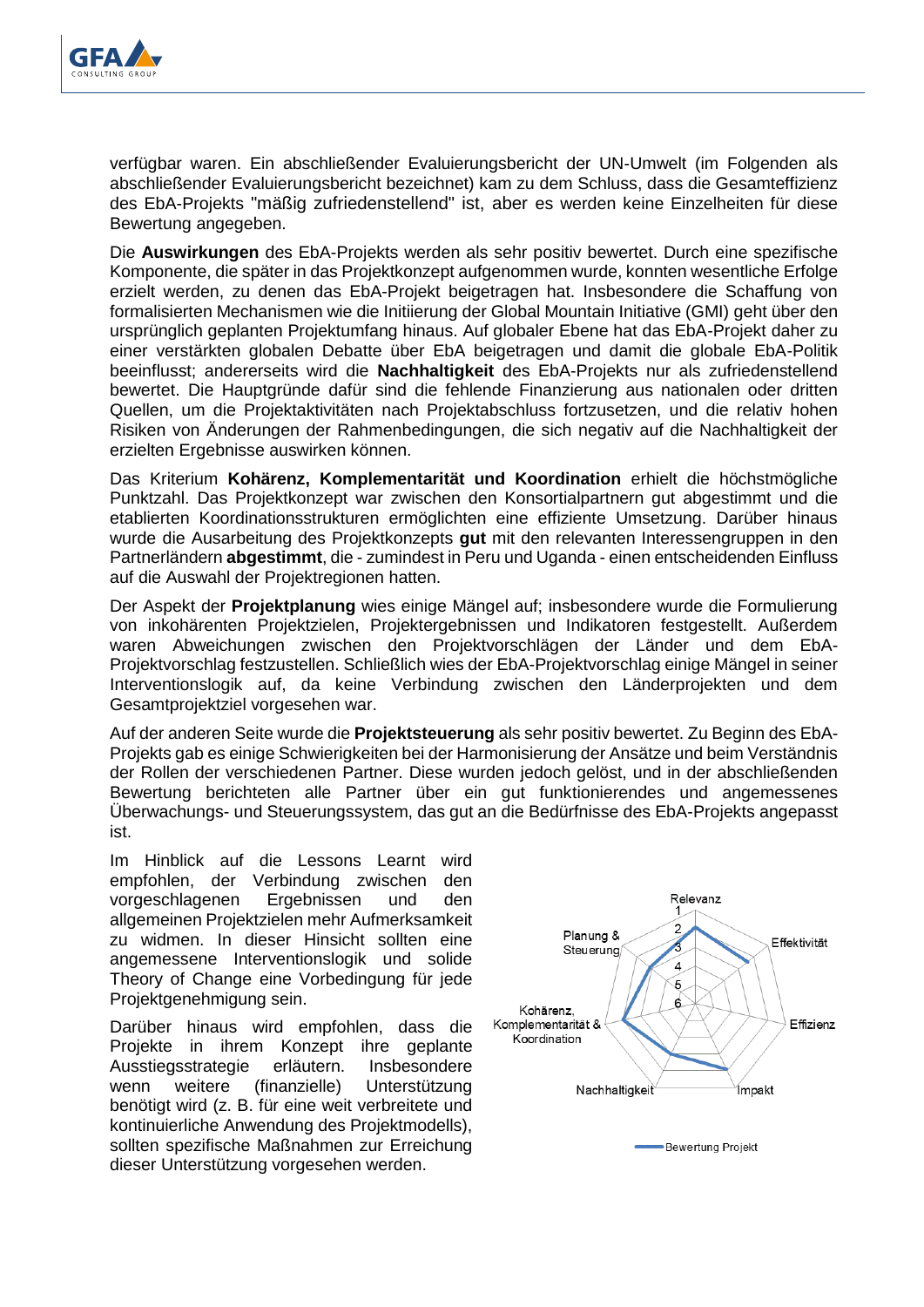verfügbar waren. Ein abschließender Evaluierungsbericht der UN-Umwelt (im Folgenden als abschließender Evaluierungsbericht bezeichnet) kam zu dem Schluss, dass die Gesamteffizienz des EbA-Projekts "mäßig zufriedenstellend" ist, aber es werden keine Einzelheiten für diese Bewertung angegeben.

Die **Auswirkungen** des EbA-Projekts werden als sehr positiv bewertet. Durch eine spezifische Komponente, die später in das Projektkonzept aufgenommen wurde, konnten wesentliche Erfolge erzielt werden, zu denen das EbA-Projekt beigetragen hat. Insbesondere die Schaffung von formalisierten Mechanismen wie die Initiierung der Global Mountain Initiative (GMI) geht über den ursprünglich geplanten Projektumfang hinaus. Auf globaler Ebene hat das EbA-Projekt daher zu einer verstärkten globalen Debatte über EbA beigetragen und damit die globale EbA-Politik beeinflusst; andererseits wird die **Nachhaltigkeit** des EbA-Projekts nur als zufriedenstellend bewertet. Die Hauptgründe dafür sind die fehlende Finanzierung aus nationalen oder dritten Quellen, um die Projektaktivitäten nach Projektabschluss fortzusetzen, und die relativ hohen Risiken von Änderungen der Rahmenbedingungen, die sich negativ auf die Nachhaltigkeit der erzielten Ergebnisse auswirken können.

Das Kriterium **Kohärenz, Komplementarität und Koordination** erhielt die höchstmögliche Punktzahl. Das Projektkonzept war zwischen den Konsortialpartnern gut abgestimmt und die etablierten Koordinationsstrukturen ermöglichten eine effiziente Umsetzung. Darüber hinaus wurde die Ausarbeitung des Projektkonzepts **gut** mit den relevanten Interessengruppen in den Partnerländern **abgestimmt**, die - zumindest in Peru und Uganda - einen entscheidenden Einfluss auf die Auswahl der Projektregionen hatten.

Der Aspekt der **Projektplanung** wies einige Mängel auf; insbesondere wurde die Formulierung von inkohärenten Projektzielen, Projektergebnissen und Indikatoren festgestellt. Außerdem waren Abweichungen zwischen den Projektvorschlägen der Länder und dem EbA-Projektvorschlag festzustellen. Schließlich wies der EbA-Projektvorschlag einige Mängel in seiner Interventionslogik auf, da keine Verbindung zwischen den Länderprojekten und dem Gesamtprojektziel vorgesehen war.

Auf der anderen Seite wurde die **Projektsteuerung** als sehr positiv bewertet. Zu Beginn des EbA-Projekts gab es einige Schwierigkeiten bei der Harmonisierung der Ansätze und beim Verständnis der Rollen der verschiedenen Partner. Diese wurden jedoch gelöst, und in der abschließenden Bewertung berichteten alle Partner über ein gut funktionierendes und angemessenes Überwachungs- und Steuerungssystem, das gut an die Bedürfnisse des EbA-Projekts angepasst ist.

Im Hinblick auf die Lessons Learnt wird empfohlen, der Verbindung zwischen den vorgeschlagenen Ergebnissen und den allgemeinen Projektzielen mehr Aufmerksamkeit zu widmen. In dieser Hinsicht sollten eine angemessene Interventionslogik und solide Theory of Change eine Vorbedingung für jede Projektgenehmigung sein.

Darüber hinaus wird empfohlen, dass die Projekte in ihrem Konzept ihre geplante Ausstiegsstrategie erläutern. Insbesondere wenn weitere (finanzielle) Unterstützung benötigt wird (z. B. für eine weit verbreitete und kontinuierliche Anwendung des Projektmodells), sollten spezifische Maßnahmen zur Erreichung dieser Unterstützung vorgesehen werden.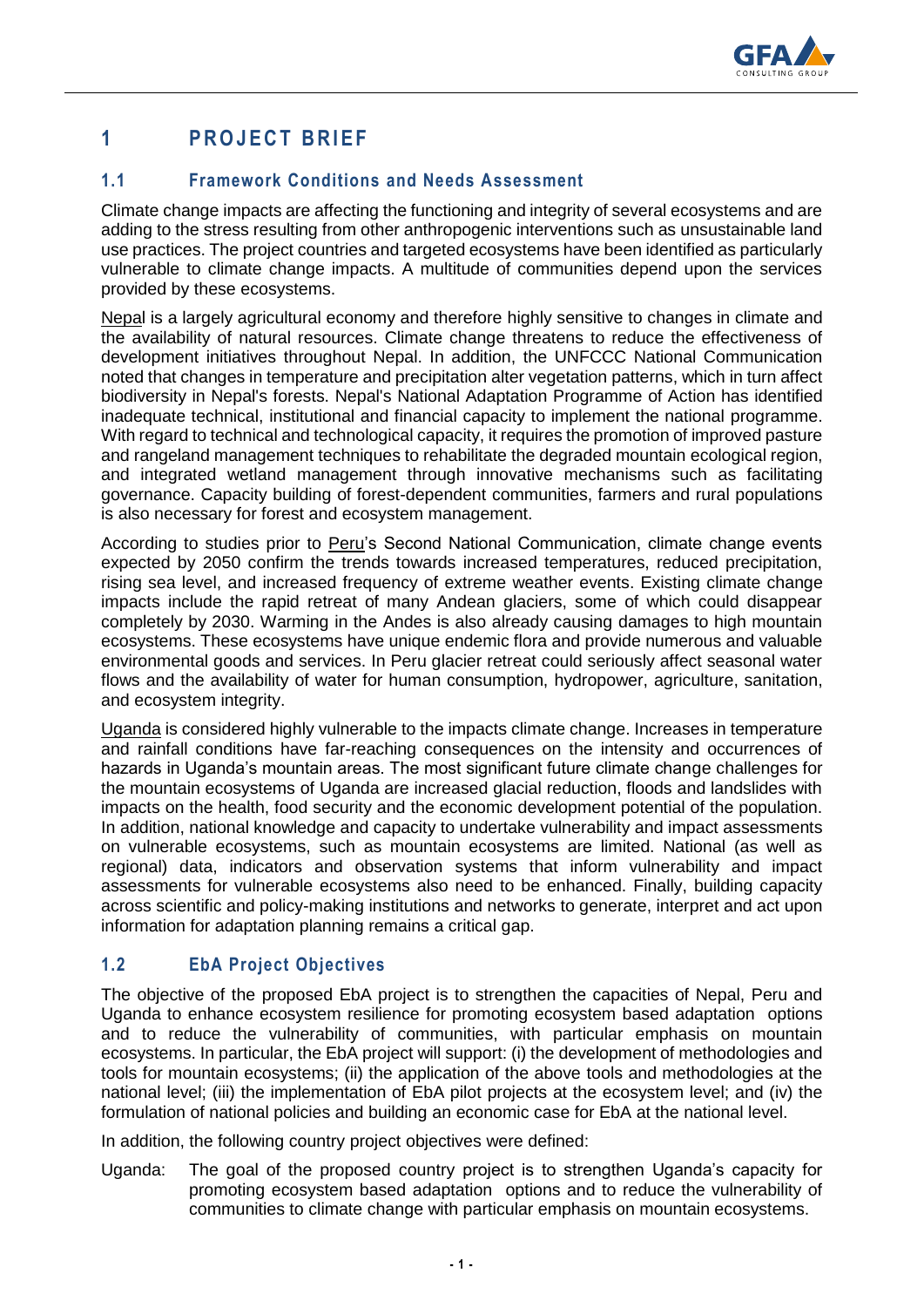# 1 PROJECT BRIEF

## 1.1 Framework Conditions and Needs Assessment

Climate change impacts are affecting the functioning and integrity of several ecosystems and are adding to the stress resulting from other anthropogenic interventions such as unsustainable land use practices. The project countries and targeted ecosystems have been identified as particularly vulnerable to climate change impacts. A multitude of communities depend upon the services provided by these ecosystems.

Nepal is a largely agricultural economy and therefore highly sensitive to changes in climate and the availability of natural resources. Climate change threatens to reduce the effectiveness of development initiatives throughout Nepal. In addition, the UNFCCC National Communication noted that changes in temperature and precipitation alter vegetation patterns, which in turn affect biodiversity in Nepal's forests. Nepal's National Adaptation Programme of Action has identified inadequate technical, institutional and financial capacity to implement the national programme. With regard to technical and technological capacity, it requires the promotion of improved pasture and rangeland management techniques to rehabilitate the degraded mountain ecological region, and integrated wetland management through innovative mechanisms such as facilitating governance. Capacity building of forest-dependent communities, farmers and rural populations is also necessary for forest and ecosystem management.

According to studies prior to Peru's Second National Communication, climate change events expected by 2050 confirm the trends towards increased temperatures, reduced precipitation, rising sea level, and increased frequency of extreme weather events. Existing climate change impacts include the rapid retreat of many Andean glaciers, some of which could disappear completely by 2030. Warming in the Andes is also already causing damages to high mountain ecosystems. These ecosystems have unique endemic flora and provide numerous and valuable environmental goods and services. In Peru glacier retreat could seriously affect seasonal water flows and the availability of water for human consumption, hydropower, agriculture, sanitation, and ecosystem integrity.

Uganda is considered highly vulnerable to the impacts climate change. Increases in temperature and rainfall conditions have far-reaching consequences on the intensity and occurrences of hazards in Uganda's mountain areas. The most significant future climate change challenges for the mountain ecosystems of Uganda are increased glacial reduction, floods and landslides with impacts on the health, food security and the economic development potential of the population. In addition, national knowledge and capacity to undertake vulnerability and impact assessments on vulnerable ecosystems, such as mountain ecosystems are limited. National (as well as regional) data, indicators and observation systems that inform vulnerability and impact assessments for vulnerable ecosystems also need to be enhanced. Finally, building capacity across scientific and policy-making institutions and networks to generate, interpret and act upon information for adaptation planning remains a critical gap.

## 1.2 EbA Project Objectives

The objective of the proposed EbA project is to strengthen the capacities of Nepal, Peru and Uganda to enhance ecosystem resilience for promoting ecosystem based adaptation options and to reduce the vulnerability of communities, with particular emphasis on mountain ecosystems. In particular, the EbA project will support: (i) the development of methodologies and tools for mountain ecosystems; (ii) the application of the above tools and methodologies at the national level; (iii) the implementation of EbA pilot projects at the ecosystem level; and (iv) the formulation of national policies and building an economic case for EbA at the national level.

In addition, the following country project objectives were defined:

Uganda: The goal of the proposed country project is to strengthen Uganda's capacity for promoting ecosystem based adaptation options and to reduce the vulnerability of communities to climate change with particular emphasis on mountain ecosystems.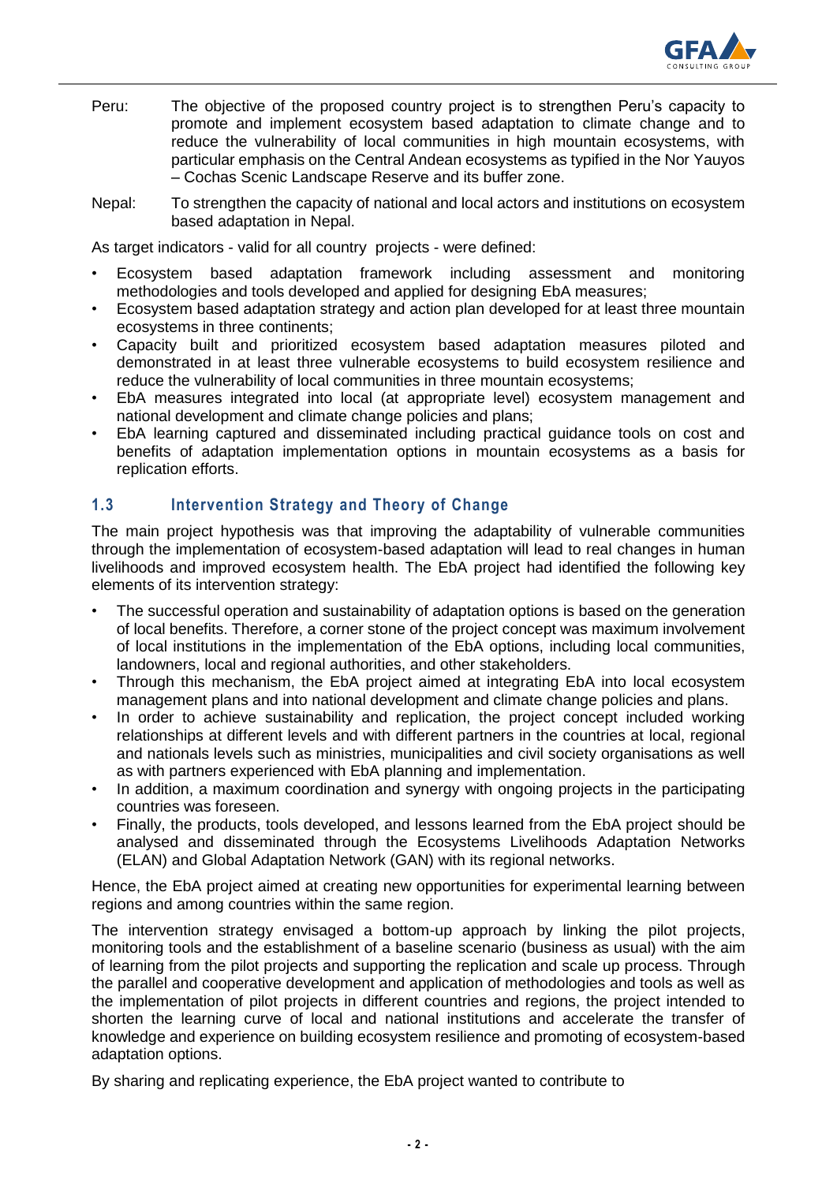Peru: The objective of the proposed country project is to strengthen Peru's capacity to promote and implement ecosystem based adaptation to climate change and to reduce the vulnerability of local communities in high mountain ecosystems, with particular emphasis on the Central Andean ecosystems as typified in the Nor Yauyos – Cochas Scenic Landscape Reserve and its buffer zone.

Nepal: To strengthen the capacity of national and local actors and institutions on ecosystem based adaptation in Nepal.

As target indicators - valid for all country projects - were defined:

- Ecosystem based adaptation framework including assessment and monitoring methodologies and tools developed and applied for designing EbA measures;
- Ecosystem based adaptation strategy and action plan developed for at least three mountain ecosystems in three continents;
- Capacity built and prioritized ecosystem based adaptation measures piloted and demonstrated in at least three vulnerable ecosystems to build ecosystem resilience and reduce the vulnerability of local communities in three mountain ecosystems;
- EbA measures integrated into local (at appropriate level) ecosystem management and national development and climate change policies and plans;
- EbA learning captured and disseminated including practical guidance tools on cost and benefits of adaptation implementation options in mountain ecosystems as a basis for replication efforts.

## 1.3 Intervention Strategy and Theory of Change

The main project hypothesis was that improving the adaptability of vulnerable communities through the implementation of ecosystem-based adaptation will lead to real changes in human livelihoods and improved ecosystem health. The EbA project had identified the following key elements of its intervention strategy:

- The successful operation and sustainability of adaptation options is based on the generation of local benefits. Therefore, a corner stone of the project concept was maximum involvement of local institutions in the implementation of the EbA options, including local communities, landowners, local and regional authorities, and other stakeholders.
- Through this mechanism, the EbA project aimed at integrating EbA into local ecosystem management plans and into national development and climate change policies and plans.
- In order to achieve sustainability and replication, the project concept included working relationships at different levels and with different partners in the countries at local, regional and nationals levels such as ministries, municipalities and civil society organisations as well as with partners experienced with EbA planning and implementation.
- In addition, a maximum coordination and synergy with ongoing projects in the participating countries was foreseen.
- Finally, the products, tools developed, and lessons learned from the EbA project should be analysed and disseminated through the Ecosystems Livelihoods Adaptation Networks (ELAN) and Global Adaptation Network (GAN) with its regional networks.

Hence, the EbA project aimed at creating new opportunities for experimental learning between regions and among countries within the same region.

The intervention strategy envisaged a bottom-up approach by linking the pilot projects, monitoring tools and the establishment of a baseline scenario (business as usual) with the aim of learning from the pilot projects and supporting the replication and scale up process. Through the parallel and cooperative development and application of methodologies and tools as well as the implementation of pilot projects in different countries and regions, the project intended to shorten the learning curve of local and national institutions and accelerate the transfer of knowledge and experience on building ecosystem resilience and promoting of ecosystem-based adaptation options.

By sharing and replicating experience, the EbA project wanted to contribute to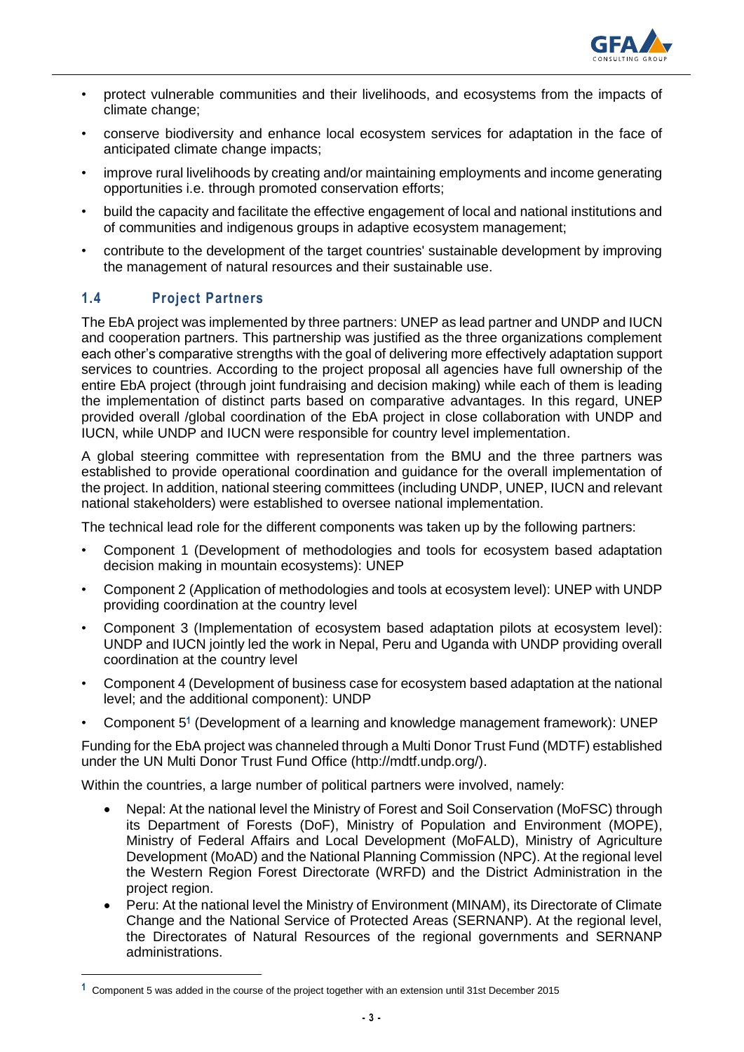- protect vulnerable communities and their livelihoods, and ecosystems from the impacts of climate change;
- conserve biodiversity and enhance local ecosystem services for adaptation in the face of anticipated climate change impacts;
- improve rural livelihoods by creating and/or maintaining employments and income generating opportunities i.e. through promoted conservation efforts;
- build the capacity and facilitate the effective engagement of local and national institutions and of communities and indigenous groups in adaptive ecosystem management;
- contribute to the development of the target countries' sustainable development by improving the management of natural resources and their sustainable use.

## 1.4 Project Partners

The EbA project was implemented by three partners: UNEP as lead partner and UNDP and IUCN and cooperation partners. This partnership was justified as the three organizations complement each other's comparative strengths with the goal of delivering more effectively adaptation support services to countries. According to the project proposal all agencies have full ownership of the entire EbA project (through joint fundraising and decision making) while each of them is leading the implementation of distinct parts based on comparative advantages. In this regard, UNEP provided overall /global coordination of the EbA project in close collaboration with UNDP and IUCN, while UNDP and IUCN were responsible for country level implementation.

A global steering committee with representation from the BMU and the three partners was established to provide operational coordination and guidance for the overall implementation of the project. In addition, national steering committees (including UNDP, UNEP, IUCN and relevant national stakeholders) were established to oversee national implementation.

The technical lead role for the different components was taken up by the following partners:

- Component 1 (Development of methodologies and tools for ecosystem based adaptation decision making in mountain ecosystems): UNEP
- Component 2 (Application of methodologies and tools at ecosystem level): UNEP with UNDP providing coordination at the country level
- Component 3 (Implementation of ecosystem based adaptation pilots at ecosystem level): UNDP and IUCN jointly led the work in Nepal, Peru and Uganda with UNDP providing overall coordination at the country level
- Component 4 (Development of business case for ecosystem based adaptation at the national level; and the additional component): UNDP
- Component 5[1] (Development of a learning and knowledge management framework): UNEP

Funding for the EbA project was channeled through a Multi Donor Trust Fund (MDTF) established under the UN Multi Donor Trust Fund Office (http://mdtf.undp.org/).

Within the countries, a large number of political partners were involved, namely:

- Nepal: At the national level the Ministry of Forest and Soil Conservation (MoFSC) through its Department of Forests (DoF), Ministry of Population and Environment (MOPE), Ministry of Federal Affairs and Local Development (MoFALD), Ministry of Agriculture Development (MoAD) and the National Planning Commission (NPC). At the regional level the Western Region Forest Directorate (WRFD) and the District Administration in the project region.
- Peru: At the national level the Ministry of Environment (MINAM), its Directorate of Climate Change and the National Service of Protected Areas (SERNANP). At the regional level, the Directorates of Natural Resources of the regional governments and SERNANP administrations.

[1] Component 5 was added in the course of the project together with an extension until 31st December 2015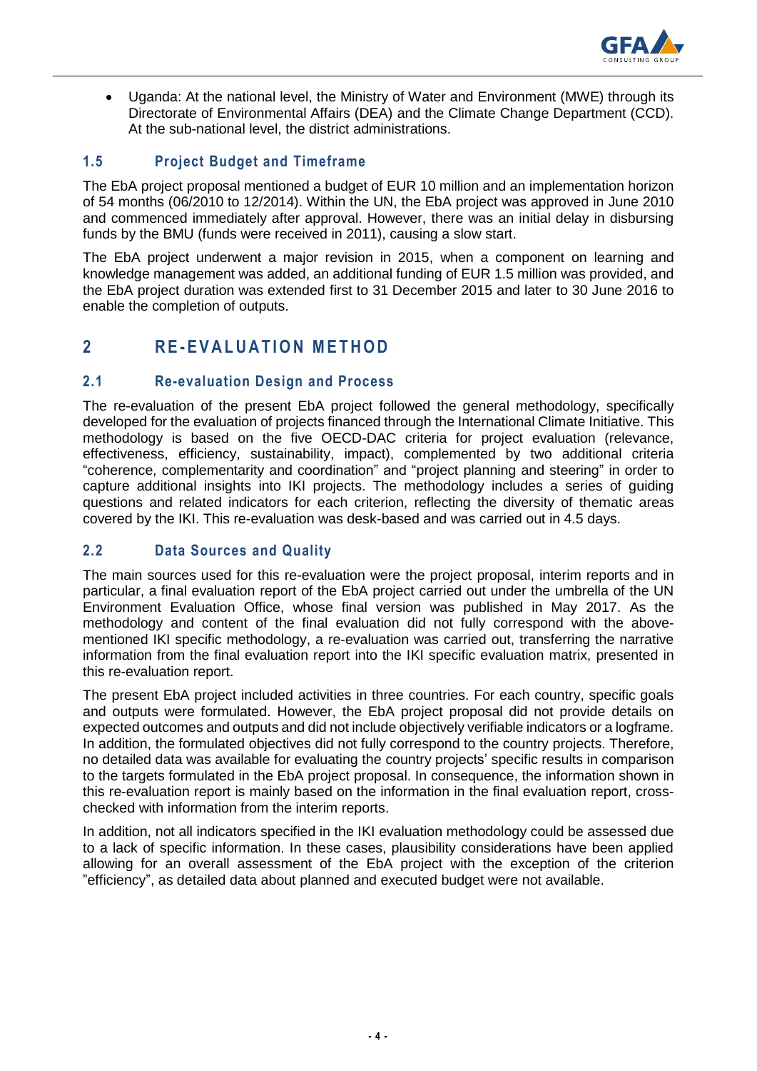- Uganda: At the national level, the Ministry of Water and Environment (MWE) through its Directorate of Environmental Affairs (DEA) and the Climate Change Department (CCD). At the sub-national level, the district administrations.

### 1.5 Project Budget and Timeframe

The EbA project proposal mentioned a budget of EUR 10 million and an implementation horizon of 54 months (06/2010 to 12/2014). Within the UN, the EbA project was approved in June 2010 and commenced immediately after approval. However, there was an initial delay in disbursing funds by the BMU (funds were received in 2011), causing a slow start.

The EbA project underwent a major revision in 2015, when a component on learning and knowledge management was added, an additional funding of EUR 1.5 million was provided, and the EbA project duration was extended first to 31 December 2015 and later to 30 June 2016 to enable the completion of outputs.

## 2 RE-EVALUATION METHOD

### 2.1 Re-evaluation Design and Process

The re-evaluation of the present EbA project followed the general methodology, specifically developed for the evaluation of projects financed through the International Climate Initiative. This methodology is based on the five OECD-DAC criteria for project evaluation (relevance, effectiveness, efficiency, sustainability, impact), complemented by two additional criteria "coherence, complementarity and coordination" and "project planning and steering" in order to capture additional insights into IKI projects. The methodology includes a series of guiding questions and related indicators for each criterion, reflecting the diversity of thematic areas covered by the IKI. This re-evaluation was desk-based and was carried out in 4.5 days.

### 2.2 Data Sources and Quality

The main sources used for this re-evaluation were the project proposal, interim reports and in particular, a final evaluation report of the EbA project carried out under the umbrella of the UN Environment Evaluation Office, whose final version was published in May 2017. As the methodology and content of the final evaluation did not fully correspond with the above-mentioned IKI specific methodology, a re-evaluation was carried out, transferring the narrative information from the final evaluation report into the IKI specific evaluation matrix, presented in this re-evaluation report.

The present EbA project included activities in three countries. For each country, specific goals and outputs were formulated. However, the EbA project proposal did not provide details on expected outcomes and outputs and did not include objectively verifiable indicators or a logframe. In addition, the formulated objectives did not fully correspond to the country projects. Therefore, no detailed data was available for evaluating the country projects' specific results in comparison to the targets formulated in the EbA project proposal. In consequence, the information shown in this re-evaluation report is mainly based on the information in the final evaluation report, cross-checked with information from the interim reports.

In addition, not all indicators specified in the IKI evaluation methodology could be assessed due to a lack of specific information. In these cases, plausibility considerations have been applied allowing for an overall assessment of the EbA project with the exception of the criterion "efficiency", as detailed data about planned and executed budget were not available.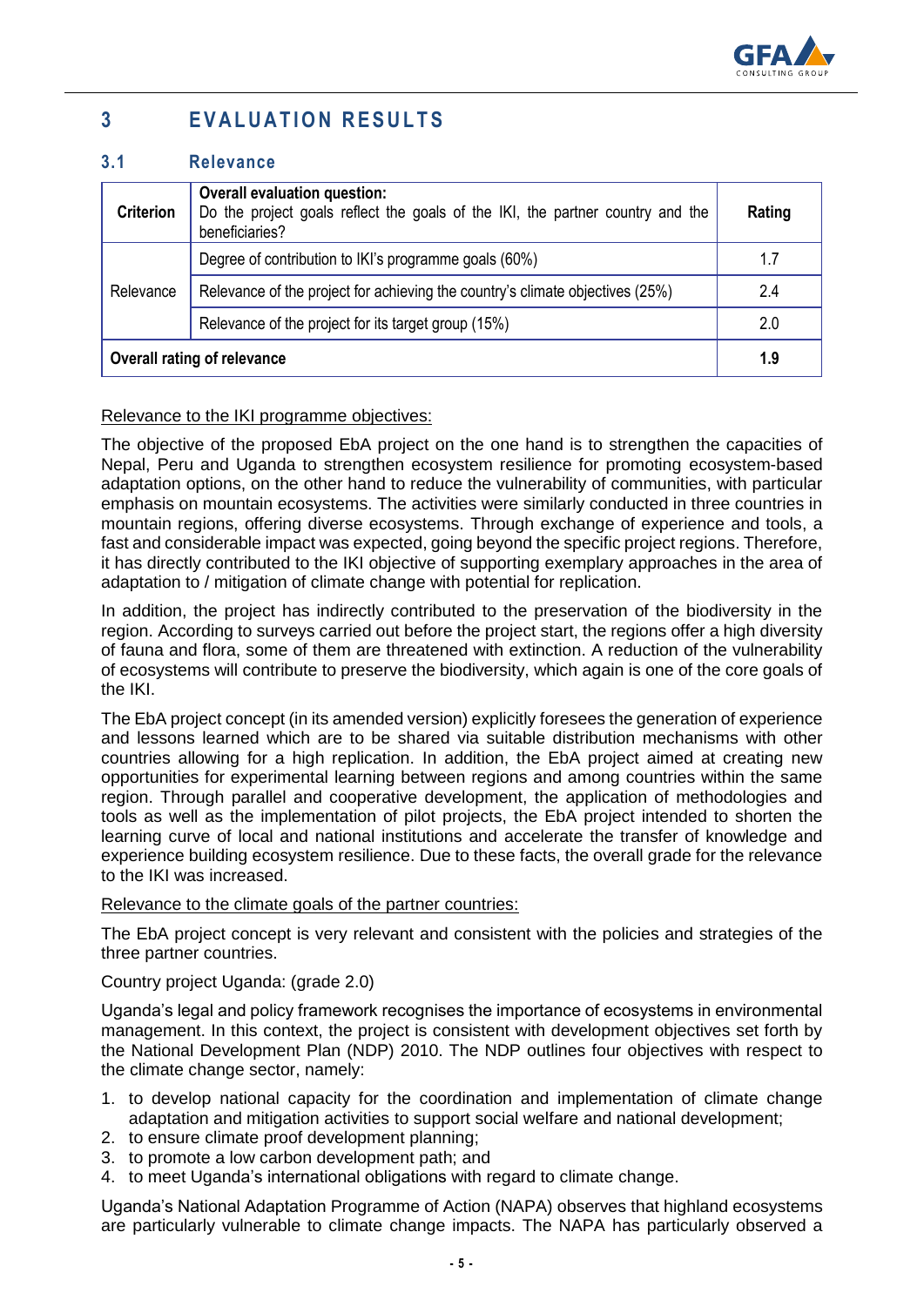# 3 EVALUATION RESULTS

## 3.1 Relevance

| Criterion | Overall evaluation question: Do the project goals reflect the goals of the IKI, the partner country and the beneficiaries? | Rating |
|---|---|---|
| Relevance | Degree of contribution to IKI's programme goals (60%) | 1.7 |
| | Relevance of the project for achieving the country's climate objectives (25%) | 2.4 |
| | Relevance of the project for its target group (15%) | 2.0 |
| **Overall rating of relevance** | | **1.9** |

Relevance to the IKI programme objectives:

The objective of the proposed EbA project on the one hand is to strengthen the capacities of Nepal, Peru and Uganda to strengthen ecosystem resilience for promoting ecosystem-based adaptation options, on the other hand to reduce the vulnerability of communities, with particular emphasis on mountain ecosystems. The activities were similarly conducted in three countries in mountain regions, offering diverse ecosystems. Through exchange of experience and tools, a fast and considerable impact was expected, going beyond the specific project regions. Therefore, it has directly contributed to the IKI objective of supporting exemplary approaches in the area of adaptation to / mitigation of climate change with potential for replication.

In addition, the project has indirectly contributed to the preservation of the biodiversity in the region. According to surveys carried out before the project start, the regions offer a high diversity of fauna and flora, some of them are threatened with extinction. A reduction of the vulnerability of ecosystems will contribute to preserve the biodiversity, which again is one of the core goals of the IKI.

The EbA project concept (in its amended version) explicitly foresees the generation of experience and lessons learned which are to be shared via suitable distribution mechanisms with other countries allowing for a high replication. In addition, the EbA project aimed at creating new opportunities for experimental learning between regions and among countries within the same region. Through parallel and cooperative development, the application of methodologies and tools as well as the implementation of pilot projects, the EbA project intended to shorten the learning curve of local and national institutions and accelerate the transfer of knowledge and experience building ecosystem resilience. Due to these facts, the overall grade for the relevance to the IKI was increased.

Relevance to the climate goals of the partner countries:

The EbA project concept is very relevant and consistent with the policies and strategies of the three partner countries.

Country project Uganda: (grade 2.0)

Uganda's legal and policy framework recognises the importance of ecosystems in environmental management. In this context, the project is consistent with development objectives set forth by the National Development Plan (NDP) 2010. The NDP outlines four objectives with respect to the climate change sector, namely:

1. to develop national capacity for the coordination and implementation of climate change adaptation and mitigation activities to support social welfare and national development;
2. to ensure climate proof development planning;
3. to promote a low carbon development path; and
4. to meet Uganda's international obligations with regard to climate change.

Uganda's National Adaptation Programme of Action (NAPA) observes that highland ecosystems are particularly vulnerable to climate change impacts. The NAPA has particularly observed a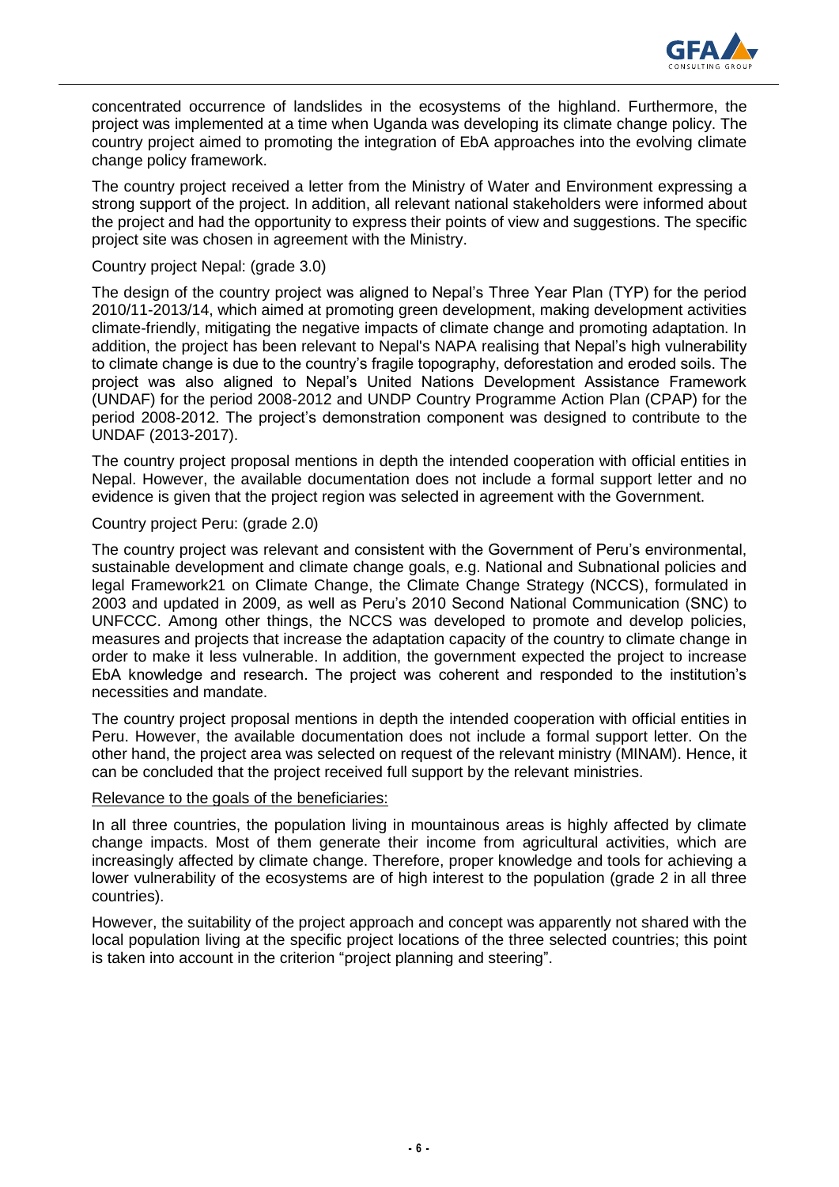concentrated occurrence of landslides in the ecosystems of the highland. Furthermore, the project was implemented at a time when Uganda was developing its climate change policy. The country project aimed to promoting the integration of EbA approaches into the evolving climate change policy framework.

The country project received a letter from the Ministry of Water and Environment expressing a strong support of the project. In addition, all relevant national stakeholders were informed about the project and had the opportunity to express their points of view and suggestions. The specific project site was chosen in agreement with the Ministry.

Country project Nepal: (grade 3.0)

The design of the country project was aligned to Nepal's Three Year Plan (TYP) for the period 2010/11-2013/14, which aimed at promoting green development, making development activities climate-friendly, mitigating the negative impacts of climate change and promoting adaptation. In addition, the project has been relevant to Nepal's NAPA realising that Nepal's high vulnerability to climate change is due to the country's fragile topography, deforestation and eroded soils. The project was also aligned to Nepal's United Nations Development Assistance Framework (UNDAF) for the period 2008-2012 and UNDP Country Programme Action Plan (CPAP) for the period 2008-2012. The project's demonstration component was designed to contribute to the UNDAF (2013-2017).

The country project proposal mentions in depth the intended cooperation with official entities in Nepal. However, the available documentation does not include a formal support letter and no evidence is given that the project region was selected in agreement with the Government.

Country project Peru: (grade 2.0)

The country project was relevant and consistent with the Government of Peru's environmental, sustainable development and climate change goals, e.g. National and Subnational policies and legal Framework21 on Climate Change, the Climate Change Strategy (NCCS), formulated in 2003 and updated in 2009, as well as Peru's 2010 Second National Communication (SNC) to UNFCCC. Among other things, the NCCS was developed to promote and develop policies, measures and projects that increase the adaptation capacity of the country to climate change in order to make it less vulnerable. In addition, the government expected the project to increase EbA knowledge and research. The project was coherent and responded to the institution's necessities and mandate.

The country project proposal mentions in depth the intended cooperation with official entities in Peru. However, the available documentation does not include a formal support letter. On the other hand, the project area was selected on request of the relevant ministry (MINAM). Hence, it can be concluded that the project received full support by the relevant ministries.

Relevance to the goals of the beneficiaries:

In all three countries, the population living in mountainous areas is highly affected by climate change impacts. Most of them generate their income from agricultural activities, which are increasingly affected by climate change. Therefore, proper knowledge and tools for achieving a lower vulnerability of the ecosystems are of high interest to the population (grade 2 in all three countries).

However, the suitability of the project approach and concept was apparently not shared with the local population living at the specific project locations of the three selected countries; this point is taken into account in the criterion "project planning and steering".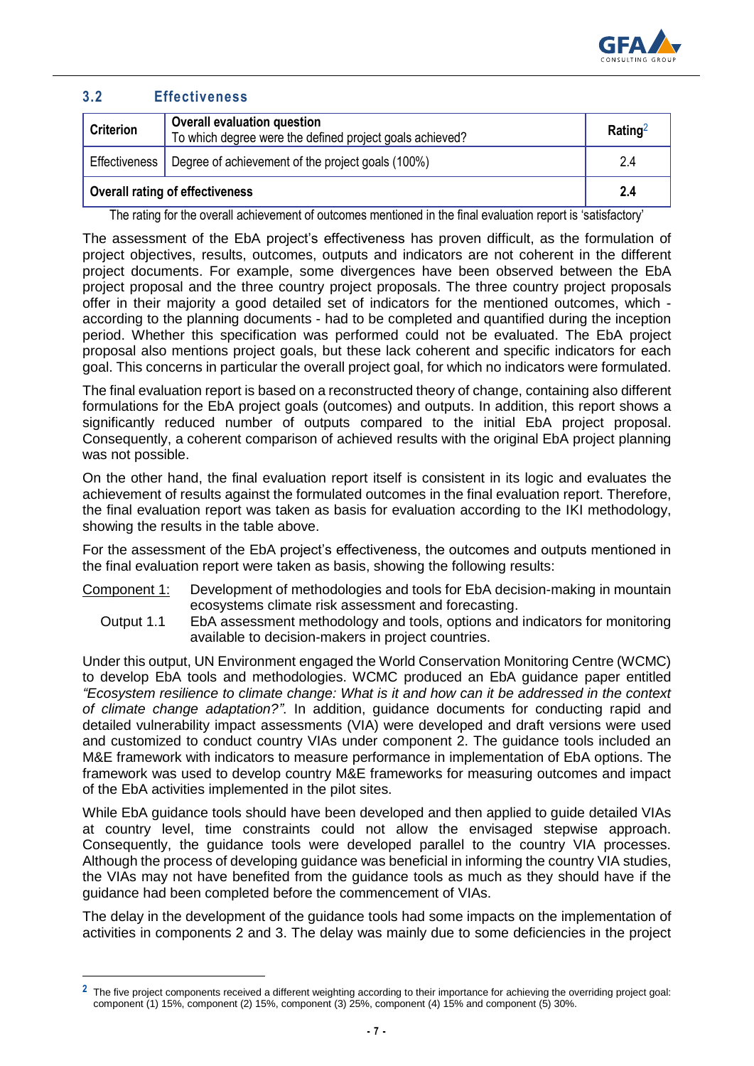### 3.2 Effectiveness

| Criterion | Overall evaluation question<br>To which degree were the defined project goals achieved? | Rating[2] |
|---|---|---|
| Effectiveness | Degree of achievement of the project goals (100%) | 2.4 |
| **Overall rating of effectiveness** | | **2.4** |

The rating for the overall achievement of outcomes mentioned in the final evaluation report is 'satisfactory'

The assessment of the EbA project's effectiveness has proven difficult, as the formulation of project objectives, results, outcomes, outputs and indicators are not coherent in the different project documents. For example, some divergences have been observed between the EbA project proposal and the three country project proposals. The three country project proposals offer in their majority a good detailed set of indicators for the mentioned outcomes, which - according to the planning documents - had to be completed and quantified during the inception period. Whether this specification was performed could not be evaluated. The EbA project proposal also mentions project goals, but these lack coherent and specific indicators for each goal. This concerns in particular the overall project goal, for which no indicators were formulated.

The final evaluation report is based on a reconstructed theory of change, containing also different formulations for the EbA project goals (outcomes) and outputs. In addition, this report shows a significantly reduced number of outputs compared to the initial EbA project proposal. Consequently, a coherent comparison of achieved results with the original EbA project planning was not possible.

On the other hand, the final evaluation report itself is consistent in its logic and evaluates the achievement of results against the formulated outcomes in the final evaluation report. Therefore, the final evaluation report was taken as basis for evaluation according to the IKI methodology, showing the results in the table above.

For the assessment of the EbA project's effectiveness, the outcomes and outputs mentioned in the final evaluation report were taken as basis, showing the following results:

Component 1: Development of methodologies and tools for EbA decision-making in mountain ecosystems climate risk assessment and forecasting.

Output 1.1 EbA assessment methodology and tools, options and indicators for monitoring available to decision-makers in project countries.

Under this output, UN Environment engaged the World Conservation Monitoring Centre (WCMC) to develop EbA tools and methodologies. WCMC produced an EbA guidance paper entitled *"Ecosystem resilience to climate change: What is it and how can it be addressed in the context of climate change adaptation?"*. In addition, guidance documents for conducting rapid and detailed vulnerability impact assessments (VIA) were developed and draft versions were used and customized to conduct country VIAs under component 2. The guidance tools included an M&E framework with indicators to measure performance in implementation of EbA options. The framework was used to develop country M&E frameworks for measuring outcomes and impact of the EbA activities implemented in the pilot sites.

While EbA guidance tools should have been developed and then applied to guide detailed VIAs at country level, time constraints could not allow the envisaged stepwise approach. Consequently, the guidance tools were developed parallel to the country VIA processes. Although the process of developing guidance was beneficial in informing the country VIA studies, the VIAs may not have benefited from the guidance tools as much as they should have if the guidance had been completed before the commencement of VIAs.

The delay in the development of the guidance tools had some impacts on the implementation of activities in components 2 and 3. The delay was mainly due to some deficiencies in the project

[2] The five project components received a different weighting according to their importance for achieving the overriding project goal: component (1) 15%, component (2) 15%, component (3) 25%, component (4) 15% and component (5) 30%.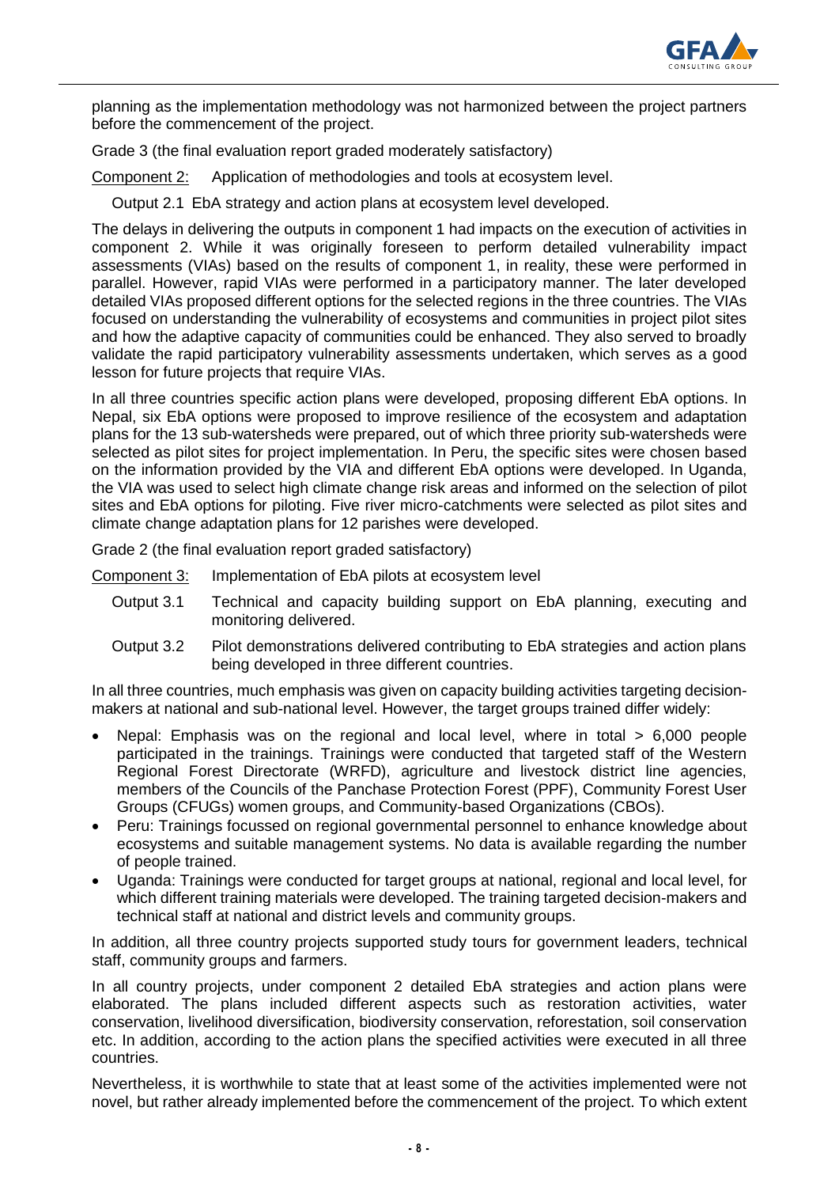planning as the implementation methodology was not harmonized between the project partners before the commencement of the project.

Grade 3 (the final evaluation report graded moderately satisfactory)

Component 2: Application of methodologies and tools at ecosystem level.

Output 2.1 EbA strategy and action plans at ecosystem level developed.

The delays in delivering the outputs in component 1 had impacts on the execution of activities in component 2. While it was originally foreseen to perform detailed vulnerability impact assessments (VIAs) based on the results of component 1, in reality, these were performed in parallel. However, rapid VIAs were performed in a participatory manner. The later developed detailed VIAs proposed different options for the selected regions in the three countries. The VIAs focused on understanding the vulnerability of ecosystems and communities in project pilot sites and how the adaptive capacity of communities could be enhanced. They also served to broadly validate the rapid participatory vulnerability assessments undertaken, which serves as a good lesson for future projects that require VIAs.

In all three countries specific action plans were developed, proposing different EbA options. In Nepal, six EbA options were proposed to improve resilience of the ecosystem and adaptation plans for the 13 sub-watersheds were prepared, out of which three priority sub-watersheds were selected as pilot sites for project implementation. In Peru, the specific sites were chosen based on the information provided by the VIA and different EbA options were developed. In Uganda, the VIA was used to select high climate change risk areas and informed on the selection of pilot sites and EbA options for piloting. Five river micro-catchments were selected as pilot sites and climate change adaptation plans for 12 parishes were developed.

Grade 2 (the final evaluation report graded satisfactory)

Component 3: Implementation of EbA pilots at ecosystem level

Output 3.1 Technical and capacity building support on EbA planning, executing and monitoring delivered.

Output 3.2 Pilot demonstrations delivered contributing to EbA strategies and action plans being developed in three different countries.

In all three countries, much emphasis was given on capacity building activities targeting decision-makers at national and sub-national level. However, the target groups trained differ widely:

- Nepal: Emphasis was on the regional and local level, where in total > 6,000 people participated in the trainings. Trainings were conducted that targeted staff of the Western Regional Forest Directorate (WRFD), agriculture and livestock district line agencies, members of the Councils of the Panchase Protection Forest (PPF), Community Forest User Groups (CFUGs) women groups, and Community-based Organizations (CBOs).
- Peru: Trainings focussed on regional governmental personnel to enhance knowledge about ecosystems and suitable management systems. No data is available regarding the number of people trained.
- Uganda: Trainings were conducted for target groups at national, regional and local level, for which different training materials were developed. The training targeted decision-makers and technical staff at national and district levels and community groups.

In addition, all three country projects supported study tours for government leaders, technical staff, community groups and farmers.

In all country projects, under component 2 detailed EbA strategies and action plans were elaborated. The plans included different aspects such as restoration activities, water conservation, livelihood diversification, biodiversity conservation, reforestation, soil conservation etc. In addition, according to the action plans the specified activities were executed in all three countries.

Nevertheless, it is worthwhile to state that at least some of the activities implemented were not novel, but rather already implemented before the commencement of the project. To which extent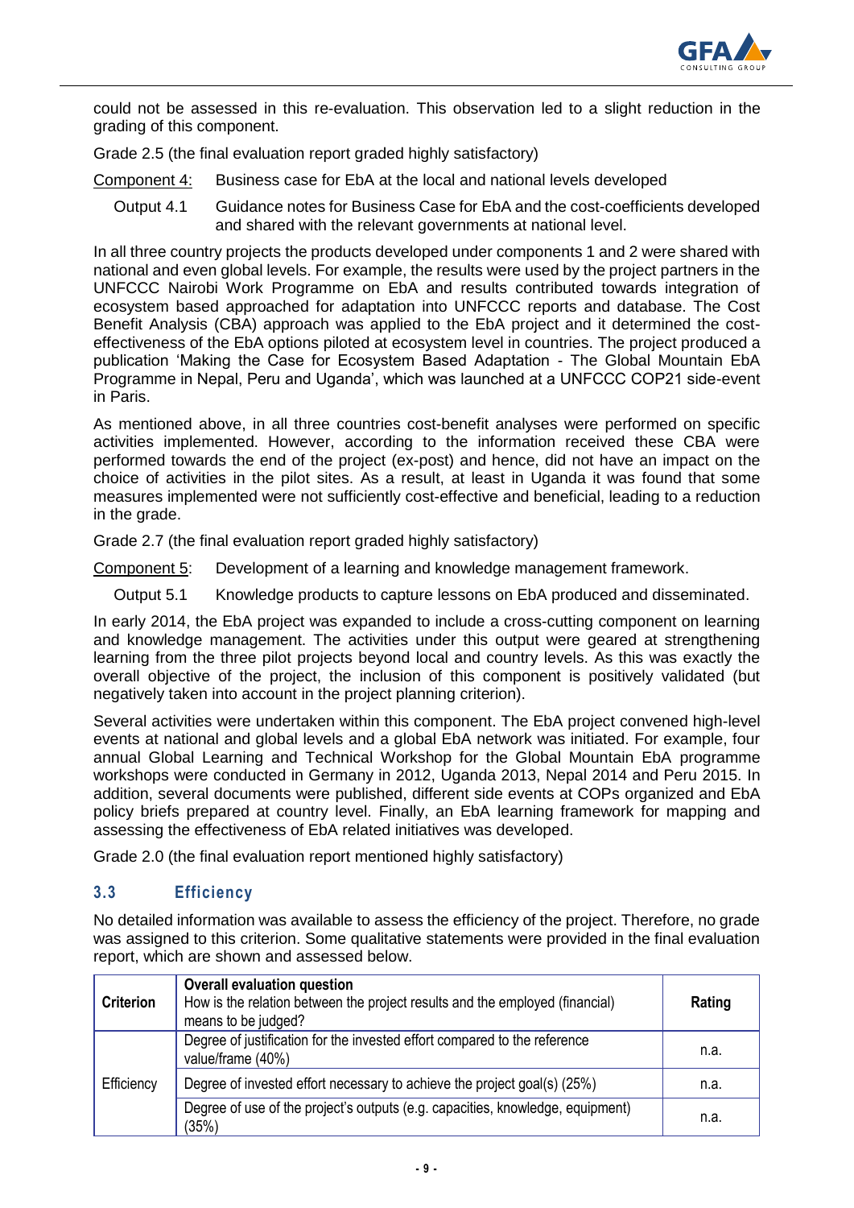could not be assessed in this re-evaluation. This observation led to a slight reduction in the grading of this component.

Grade 2.5 (the final evaluation report graded highly satisfactory)

Component 4: Business case for EbA at the local and national levels developed

Output 4.1 Guidance notes for Business Case for EbA and the cost-coefficients developed and shared with the relevant governments at national level.

In all three country projects the products developed under components 1 and 2 were shared with national and even global levels. For example, the results were used by the project partners in the UNFCCC Nairobi Work Programme on EbA and results contributed towards integration of ecosystem based approached for adaptation into UNFCCC reports and database. The Cost Benefit Analysis (CBA) approach was applied to the EbA project and it determined the cost-effectiveness of the EbA options piloted at ecosystem level in countries. The project produced a publication 'Making the Case for Ecosystem Based Adaptation - The Global Mountain EbA Programme in Nepal, Peru and Uganda', which was launched at a UNFCCC COP21 side-event in Paris.

As mentioned above, in all three countries cost-benefit analyses were performed on specific activities implemented. However, according to the information received these CBA were performed towards the end of the project (ex-post) and hence, did not have an impact on the choice of activities in the pilot sites. As a result, at least in Uganda it was found that some measures implemented were not sufficiently cost-effective and beneficial, leading to a reduction in the grade.

Grade 2.7 (the final evaluation report graded highly satisfactory)

Component 5: Development of a learning and knowledge management framework.

Output 5.1 Knowledge products to capture lessons on EbA produced and disseminated.

In early 2014, the EbA project was expanded to include a cross-cutting component on learning and knowledge management. The activities under this output were geared at strengthening learning from the three pilot projects beyond local and country levels. As this was exactly the overall objective of the project, the inclusion of this component is positively validated (but negatively taken into account in the project planning criterion).

Several activities were undertaken within this component. The EbA project convened high-level events at national and global levels and a global EbA network was initiated. For example, four annual Global Learning and Technical Workshop for the Global Mountain EbA programme workshops were conducted in Germany in 2012, Uganda 2013, Nepal 2014 and Peru 2015. In addition, several documents were published, different side events at COPs organized and EbA policy briefs prepared at country level. Finally, an EbA learning framework for mapping and assessing the effectiveness of EbA related initiatives was developed.

Grade 2.0 (the final evaluation report mentioned highly satisfactory)

## 3.3 Efficiency

No detailed information was available to assess the efficiency of the project. Therefore, no grade was assigned to this criterion. Some qualitative statements were provided in the final evaluation report, which are shown and assessed below.

| Criterion | Overall evaluation question<br>How is the relation between the project results and the employed (financial) means to be judged? | Rating |
|---|---|---|
| Efficiency | Degree of justification for the invested effort compared to the reference value/frame (40%) | n.a. |
| | Degree of invested effort necessary to achieve the project goal(s) (25%) | n.a. |
| | Degree of use of the project's outputs (e.g. capacities, knowledge, equipment) (35%) | n.a. |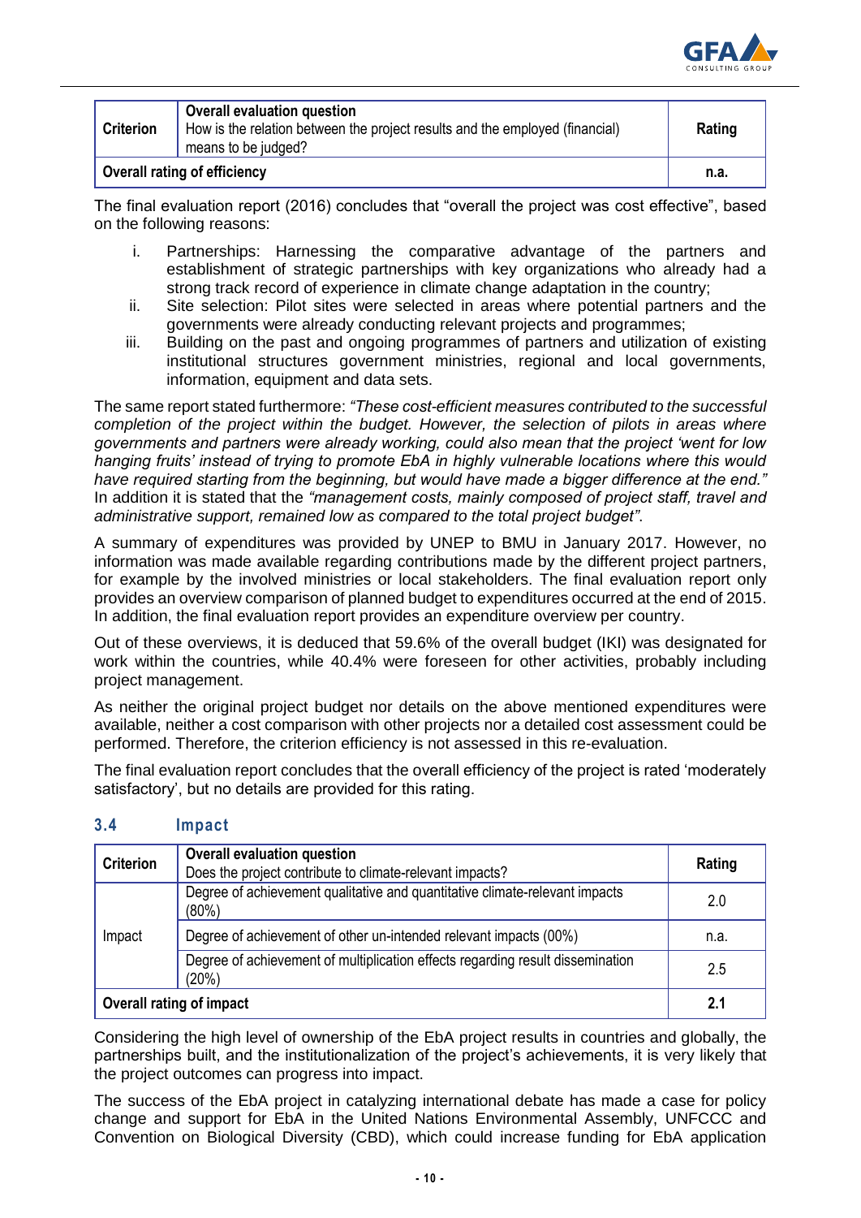| Criterion | Overall evaluation question<br>How is the relation between the project results and the employed (financial) means to be judged? | Rating |
|---|---|---|
| **Overall rating of efficiency** | | **n.a.** |

The final evaluation report (2016) concludes that "overall the project was cost effective", based on the following reasons:

i. Partnerships: Harnessing the comparative advantage of the partners and establishment of strategic partnerships with key organizations who already had a strong track record of experience in climate change adaptation in the country;
ii. Site selection: Pilot sites were selected in areas where potential partners and the governments were already conducting relevant projects and programmes;
iii. Building on the past and ongoing programmes of partners and utilization of existing institutional structures government ministries, regional and local governments, information, equipment and data sets.

The same report stated furthermore: *"These cost-efficient measures contributed to the successful completion of the project within the budget. However, the selection of pilots in areas where governments and partners were already working, could also mean that the project 'went for low hanging fruits' instead of trying to promote EbA in highly vulnerable locations where this would have required starting from the beginning, but would have made a bigger difference at the end."* In addition it is stated that the *"management costs, mainly composed of project staff, travel and administrative support, remained low as compared to the total project budget"*.

A summary of expenditures was provided by UNEP to BMU in January 2017. However, no information was made available regarding contributions made by the different project partners, for example by the involved ministries or local stakeholders. The final evaluation report only provides an overview comparison of planned budget to expenditures occurred at the end of 2015. In addition, the final evaluation report provides an expenditure overview per country.

Out of these overviews, it is deduced that 59.6% of the overall budget (IKI) was designated for work within the countries, while 40.4% were foreseen for other activities, probably including project management.

As neither the original project budget nor details on the above mentioned expenditures were available, neither a cost comparison with other projects nor a detailed cost assessment could be performed. Therefore, the criterion efficiency is not assessed in this re-evaluation.

The final evaluation report concludes that the overall efficiency of the project is rated 'moderately satisfactory', but no details are provided for this rating.

## 3.4 Impact

| Criterion | Overall evaluation question<br>Does the project contribute to climate-relevant impacts? | Rating |
|---|---|---|
| Impact | Degree of achievement qualitative and quantitative climate-relevant impacts (80%) | 2.0 |
| | Degree of achievement of other un-intended relevant impacts (00%) | n.a. |
| | Degree of achievement of multiplication effects regarding result dissemination (20%) | 2.5 |
| **Overall rating of impact** | | **2.1** |

Considering the high level of ownership of the EbA project results in countries and globally, the partnerships built, and the institutionalization of the project's achievements, it is very likely that the project outcomes can progress into impact.

The success of the EbA project in catalyzing international debate has made a case for policy change and support for EbA in the United Nations Environmental Assembly, UNFCCC and Convention on Biological Diversity (CBD), which could increase funding for EbA application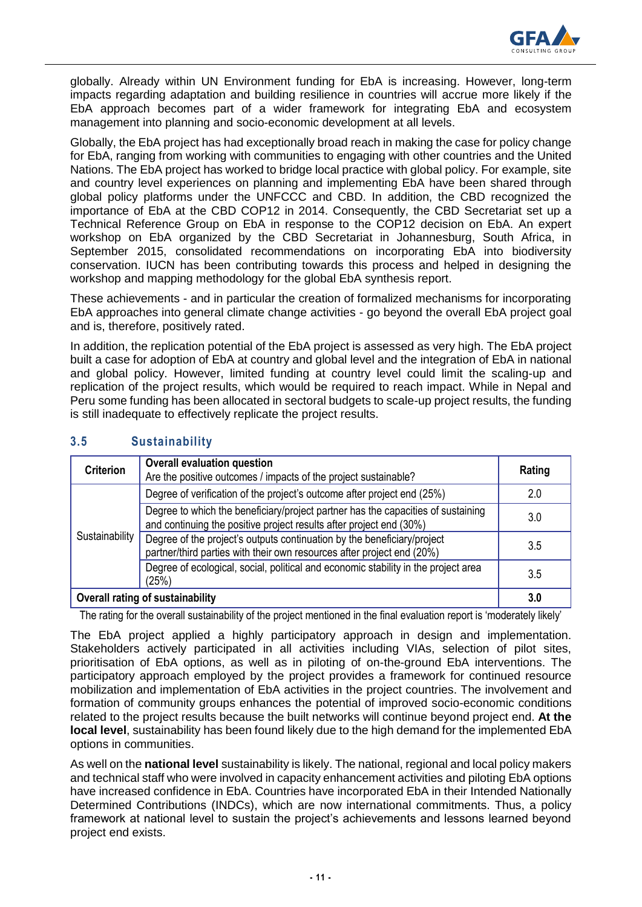globally. Already within UN Environment funding for EbA is increasing. However, long-term impacts regarding adaptation and building resilience in countries will accrue more likely if the EbA approach becomes part of a wider framework for integrating EbA and ecosystem management into planning and socio-economic development at all levels.

Globally, the EbA project has had exceptionally broad reach in making the case for policy change for EbA, ranging from working with communities to engaging with other countries and the United Nations. The EbA project has worked to bridge local practice with global policy. For example, site and country level experiences on planning and implementing EbA have been shared through global policy platforms under the UNFCCC and CBD. In addition, the CBD recognized the importance of EbA at the CBD COP12 in 2014. Consequently, the CBD Secretariat set up a Technical Reference Group on EbA in response to the COP12 decision on EbA. An expert workshop on EbA organized by the CBD Secretariat in Johannesburg, South Africa, in September 2015, consolidated recommendations on incorporating EbA into biodiversity conservation. IUCN has been contributing towards this process and helped in designing the workshop and mapping methodology for the global EbA synthesis report.

These achievements - and in particular the creation of formalized mechanisms for incorporating EbA approaches into general climate change activities - go beyond the overall EbA project goal and is, therefore, positively rated.

In addition, the replication potential of the EbA project is assessed as very high. The EbA project built a case for adoption of EbA at country and global level and the integration of EbA in national and global policy. However, limited funding at country level could limit the scaling-up and replication of the project results, which would be required to reach impact. While in Nepal and Peru some funding has been allocated in sectoral budgets to scale-up project results, the funding is still inadequate to effectively replicate the project results.

### 3.5 Sustainability

| Criterion | Overall evaluation question<br>Are the positive outcomes / impacts of the project sustainable? | Rating |
|---|---|---|
| Sustainability | Degree of verification of the project's outcome after project end (25%) | 2.0 |
| | Degree to which the beneficiary/project partner has the capacities of sustaining and continuing the positive project results after project end (30%) | 3.0 |
| | Degree of the project's outputs continuation by the beneficiary/project partner/third parties with their own resources after project end (20%) | 3.5 |
| | Degree of ecological, social, political and economic stability in the project area (25%) | 3.5 |
| **Overall rating of sustainability** | | **3.0** |

The rating for the overall sustainability of the project mentioned in the final evaluation report is 'moderately likely'

The EbA project applied a highly participatory approach in design and implementation. Stakeholders actively participated in all activities including VIAs, selection of pilot sites, prioritisation of EbA options, as well as in piloting of on-the-ground EbA interventions. The participatory approach employed by the project provides a framework for continued resource mobilization and implementation of EbA activities in the project countries. The involvement and formation of community groups enhances the potential of improved socio-economic conditions related to the project results because the built networks will continue beyond project end. **At the local level**, sustainability has been found likely due to the high demand for the implemented EbA options in communities.

As well on the **national level** sustainability is likely. The national, regional and local policy makers and technical staff who were involved in capacity enhancement activities and piloting EbA options have increased confidence in EbA. Countries have incorporated EbA in their Intended Nationally Determined Contributions (INDCs), which are now international commitments. Thus, a policy framework at national level to sustain the project's achievements and lessons learned beyond project end exists.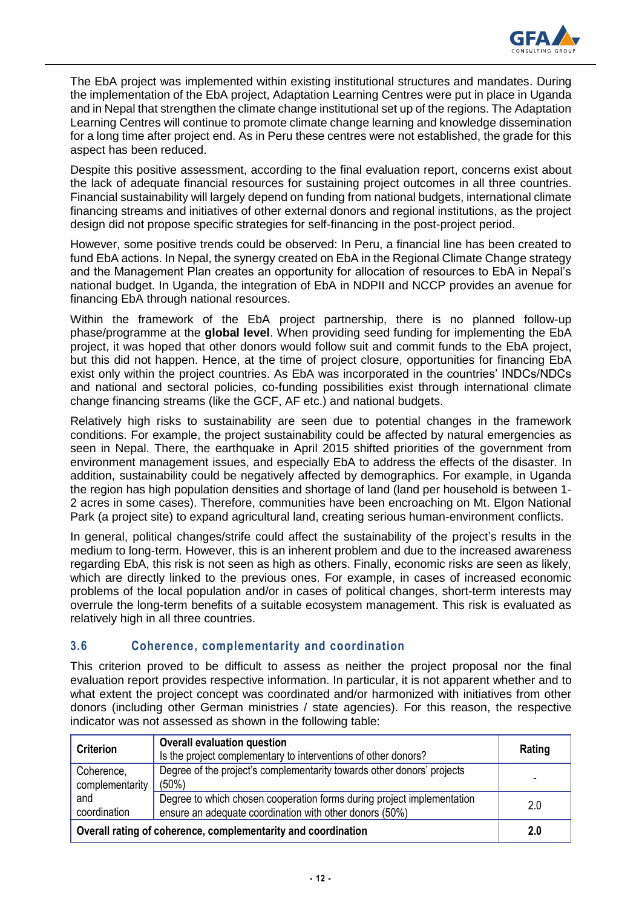The EbA project was implemented within existing institutional structures and mandates. During the implementation of the EbA project, Adaptation Learning Centres were put in place in Uganda and in Nepal that strengthen the climate change institutional set up of the regions. The Adaptation Learning Centres will continue to promote climate change learning and knowledge dissemination for a long time after project end. As in Peru these centres were not established, the grade for this aspect has been reduced.

Despite this positive assessment, according to the final evaluation report, concerns exist about the lack of adequate financial resources for sustaining project outcomes in all three countries. Financial sustainability will largely depend on funding from national budgets, international climate financing streams and initiatives of other external donors and regional institutions, as the project design did not propose specific strategies for self-financing in the post-project period.

However, some positive trends could be observed: In Peru, a financial line has been created to fund EbA actions. In Nepal, the synergy created on EbA in the Regional Climate Change strategy and the Management Plan creates an opportunity for allocation of resources to EbA in Nepal's national budget. In Uganda, the integration of EbA in NDPII and NCCP provides an avenue for financing EbA through national resources.

Within the framework of the EbA project partnership, there is no planned follow-up phase/programme at the **global level**. When providing seed funding for implementing the EbA project, it was hoped that other donors would follow suit and commit funds to the EbA project, but this did not happen. Hence, at the time of project closure, opportunities for financing EbA exist only within the project countries. As EbA was incorporated in the countries' INDCs/NDCs and national and sectoral policies, co-funding possibilities exist through international climate change financing streams (like the GCF, AF etc.) and national budgets.

Relatively high risks to sustainability are seen due to potential changes in the framework conditions. For example, the project sustainability could be affected by natural emergencies as seen in Nepal. There, the earthquake in April 2015 shifted priorities of the government from environment management issues, and especially EbA to address the effects of the disaster. In addition, sustainability could be negatively affected by demographics. For example, in Uganda the region has high population densities and shortage of land (land per household is between 1-2 acres in some cases). Therefore, communities have been encroaching on Mt. Elgon National Park (a project site) to expand agricultural land, creating serious human-environment conflicts.

In general, political changes/strife could affect the sustainability of the project's results in the medium to long-term. However, this is an inherent problem and due to the increased awareness regarding EbA, this risk is not seen as high as others. Finally, economic risks are seen as likely, which are directly linked to the previous ones. For example, in cases of increased economic problems of the local population and/or in cases of political changes, short-term interests may overrule the long-term benefits of a suitable ecosystem management. This risk is evaluated as relatively high in all three countries.

### 3.6 Coherence, complementarity and coordination

This criterion proved to be difficult to assess as neither the project proposal nor the final evaluation report provides respective information. In particular, it is not apparent whether and to what extent the project concept was coordinated and/or harmonized with initiatives from other donors (including other German ministries / state agencies). For this reason, the respective indicator was not assessed as shown in the following table:

| **Criterion** | **Overall evaluation question**<br>Is the project complementary to interventions of other donors? | **Rating** |
|---|---|---|
| Coherence, complementarity and coordination | Degree of the project's complementarity towards other donors' projects (50%) | - |
| | Degree to which chosen cooperation forms during project implementation ensure an adequate coordination with other donors (50%) | 2.0 |
| **Overall rating of coherence, complementarity and coordination** | | **2.0** |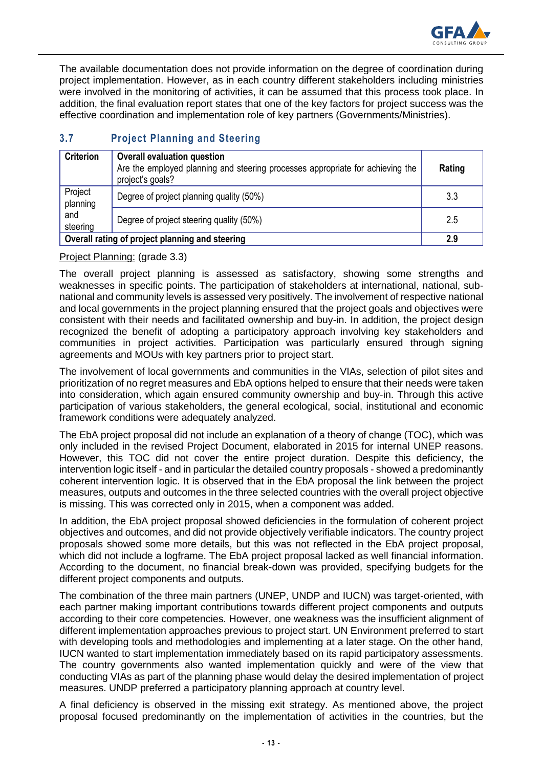The available documentation does not provide information on the degree of coordination during project implementation. However, as in each country different stakeholders including ministries were involved in the monitoring of activities, it can be assumed that this process took place. In addition, the final evaluation report states that one of the key factors for project success was the effective coordination and implementation role of key partners (Governments/Ministries).

## 3.7 Project Planning and Steering

| Criterion | Overall evaluation question<br>Are the employed planning and steering processes appropriate for achieving the project's goals? | Rating |
|---|---|---|
| Project planning and steering | Degree of project planning quality (50%) | 3.3 |
| | Degree of project steering quality (50%) | 2.5 |
| **Overall rating of project planning and steering** | | **2.9** |

Project Planning: (grade 3.3)

The overall project planning is assessed as satisfactory, showing some strengths and weaknesses in specific points. The participation of stakeholders at international, national, sub-national and community levels is assessed very positively. The involvement of respective national and local governments in the project planning ensured that the project goals and objectives were consistent with their needs and facilitated ownership and buy-in. In addition, the project design recognized the benefit of adopting a participatory approach involving key stakeholders and communities in project activities. Participation was particularly ensured through signing agreements and MOUs with key partners prior to project start.

The involvement of local governments and communities in the VIAs, selection of pilot sites and prioritization of no regret measures and EbA options helped to ensure that their needs were taken into consideration, which again ensured community ownership and buy-in. Through this active participation of various stakeholders, the general ecological, social, institutional and economic framework conditions were adequately analyzed.

The EbA project proposal did not include an explanation of a theory of change (TOC), which was only included in the revised Project Document, elaborated in 2015 for internal UNEP reasons. However, this TOC did not cover the entire project duration. Despite this deficiency, the intervention logic itself - and in particular the detailed country proposals - showed a predominantly coherent intervention logic. It is observed that in the EbA proposal the link between the project measures, outputs and outcomes in the three selected countries with the overall project objective is missing. This was corrected only in 2015, when a component was added.

In addition, the EbA project proposal showed deficiencies in the formulation of coherent project objectives and outcomes, and did not provide objectively verifiable indicators. The country project proposals showed some more details, but this was not reflected in the EbA project proposal, which did not include a logframe. The EbA project proposal lacked as well financial information. According to the document, no financial break-down was provided, specifying budgets for the different project components and outputs.

The combination of the three main partners (UNEP, UNDP and IUCN) was target-oriented, with each partner making important contributions towards different project components and outputs according to their core competencies. However, one weakness was the insufficient alignment of different implementation approaches previous to project start. UN Environment preferred to start with developing tools and methodologies and implementing at a later stage. On the other hand, IUCN wanted to start implementation immediately based on its rapid participatory assessments. The country governments also wanted implementation quickly and were of the view that conducting VIAs as part of the planning phase would delay the desired implementation of project measures. UNDP preferred a participatory planning approach at country level.

A final deficiency is observed in the missing exit strategy. As mentioned above, the project proposal focused predominantly on the implementation of activities in the countries, but the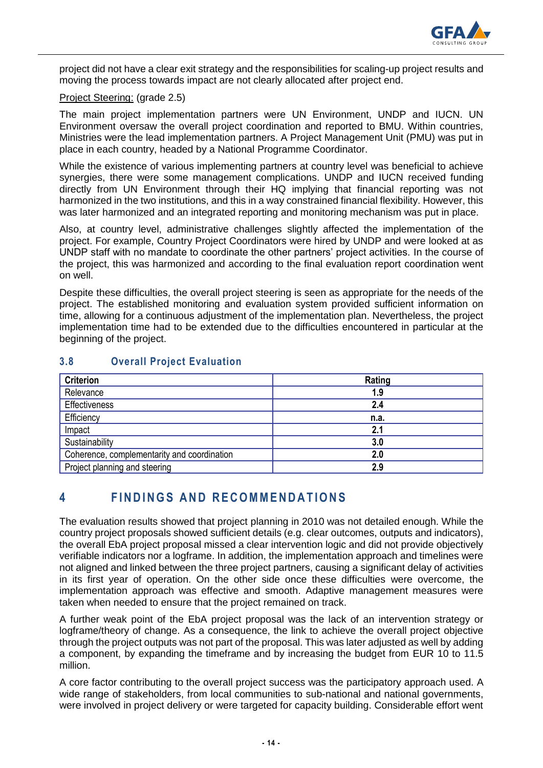project did not have a clear exit strategy and the responsibilities for scaling-up project results and moving the process towards impact are not clearly allocated after project end.

Project Steering: (grade 2.5)

The main project implementation partners were UN Environment, UNDP and IUCN. UN Environment oversaw the overall project coordination and reported to BMU. Within countries, Ministries were the lead implementation partners. A Project Management Unit (PMU) was put in place in each country, headed by a National Programme Coordinator.

While the existence of various implementing partners at country level was beneficial to achieve synergies, there were some management complications. UNDP and IUCN received funding directly from UN Environment through their HQ implying that financial reporting was not harmonized in the two institutions, and this in a way constrained financial flexibility. However, this was later harmonized and an integrated reporting and monitoring mechanism was put in place.

Also, at country level, administrative challenges slightly affected the implementation of the project. For example, Country Project Coordinators were hired by UNDP and were looked at as UNDP staff with no mandate to coordinate the other partners' project activities. In the course of the project, this was harmonized and according to the final evaluation report coordination went on well.

Despite these difficulties, the overall project steering is seen as appropriate for the needs of the project. The established monitoring and evaluation system provided sufficient information on time, allowing for a continuous adjustment of the implementation plan. Nevertheless, the project implementation time had to be extended due to the difficulties encountered in particular at the beginning of the project.

### 3.8 Overall Project Evaluation

| Criterion | Rating |
|---|---|
| Relevance | 1.9 |
| Effectiveness | 2.4 |
| Efficiency | n.a. |
| Impact | 2.1 |
| Sustainability | 3.0 |
| Coherence, complementarity and coordination | 2.0 |
| Project planning and steering | 2.9 |

## 4 FINDINGS AND RECOMMENDATIONS

The evaluation results showed that project planning in 2010 was not detailed enough. While the country project proposals showed sufficient details (e.g. clear outcomes, outputs and indicators), the overall EbA project proposal missed a clear intervention logic and did not provide objectively verifiable indicators nor a logframe. In addition, the implementation approach and timelines were not aligned and linked between the three project partners, causing a significant delay of activities in its first year of operation. On the other side once these difficulties were overcome, the implementation approach was effective and smooth. Adaptive management measures were taken when needed to ensure that the project remained on track.

A further weak point of the EbA project proposal was the lack of an intervention strategy or logframe/theory of change. As a consequence, the link to achieve the overall project objective through the project outputs was not part of the proposal. This was later adjusted as well by adding a component, by expanding the timeframe and by increasing the budget from EUR 10 to 11.5 million.

A core factor contributing to the overall project success was the participatory approach used. A wide range of stakeholders, from local communities to sub-national and national governments, were involved in project delivery or were targeted for capacity building. Considerable effort went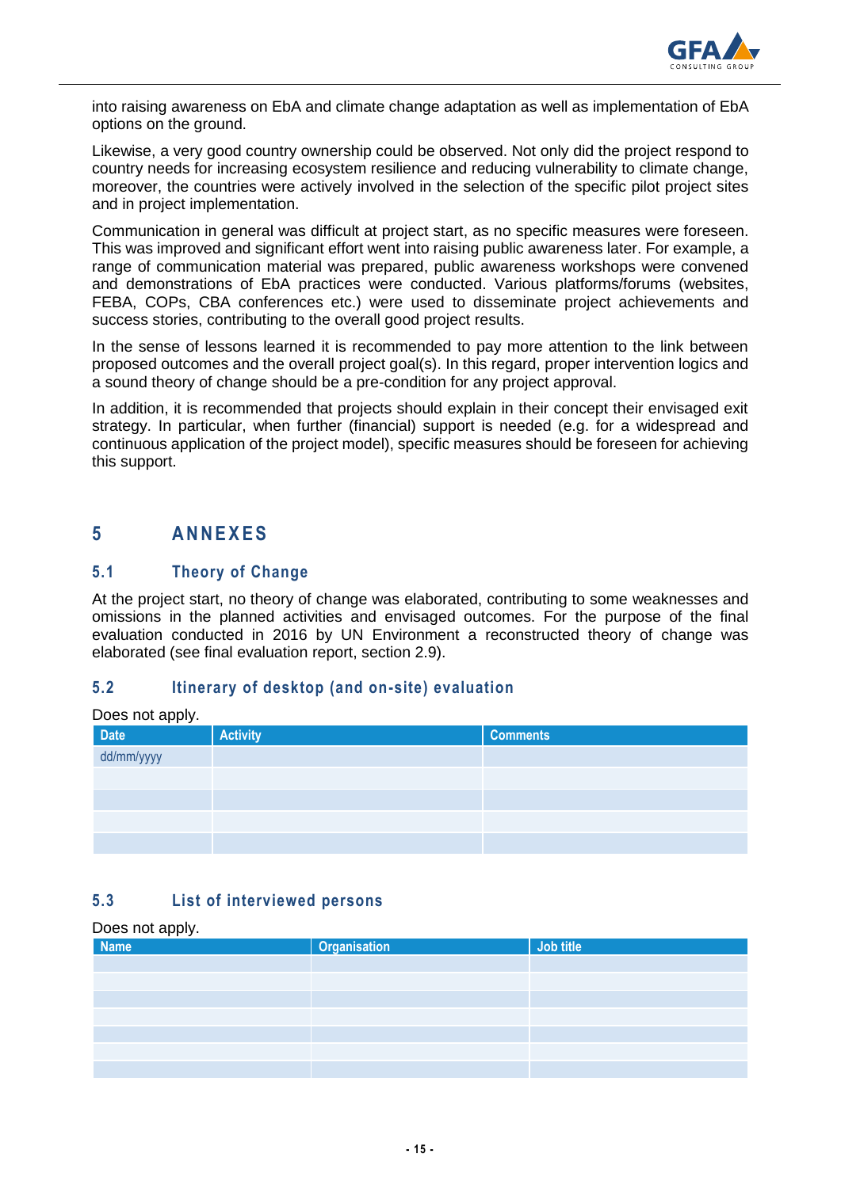into raising awareness on EbA and climate change adaptation as well as implementation of EbA options on the ground.

Likewise, a very good country ownership could be observed. Not only did the project respond to country needs for increasing ecosystem resilience and reducing vulnerability to climate change, moreover, the countries were actively involved in the selection of the specific pilot project sites and in project implementation.

Communication in general was difficult at project start, as no specific measures were foreseen. This was improved and significant effort went into raising public awareness later. For example, a range of communication material was prepared, public awareness workshops were convened and demonstrations of EbA practices were conducted. Various platforms/forums (websites, FEBA, COPs, CBA conferences etc.) were used to disseminate project achievements and success stories, contributing to the overall good project results.

In the sense of lessons learned it is recommended to pay more attention to the link between proposed outcomes and the overall project goal(s). In this regard, proper intervention logics and a sound theory of change should be a pre-condition for any project approval.

In addition, it is recommended that projects should explain in their concept their envisaged exit strategy. In particular, when further (financial) support is needed (e.g. for a widespread and continuous application of the project model), specific measures should be foreseen for achieving this support.

# 5 ANNEXES

## 5.1 Theory of Change

At the project start, no theory of change was elaborated, contributing to some weaknesses and omissions in the planned activities and envisaged outcomes. For the purpose of the final evaluation conducted in 2016 by UN Environment a reconstructed theory of change was elaborated (see final evaluation report, section 2.9).

## 5.2 Itinerary of desktop (and on-site) evaluation

Does not apply.

| Date | Activity | Comments |
|---|---|---|
| dd/mm/yyyy | | |
| | | |
| | | |
| | | |
| | | |

## 5.3 List of interviewed persons

Does not apply.

| Name | Organisation | Job title |
|---|---|---|
| | | |
| | | |
| | | |
| | | |
| | | |
| | | |
| | | |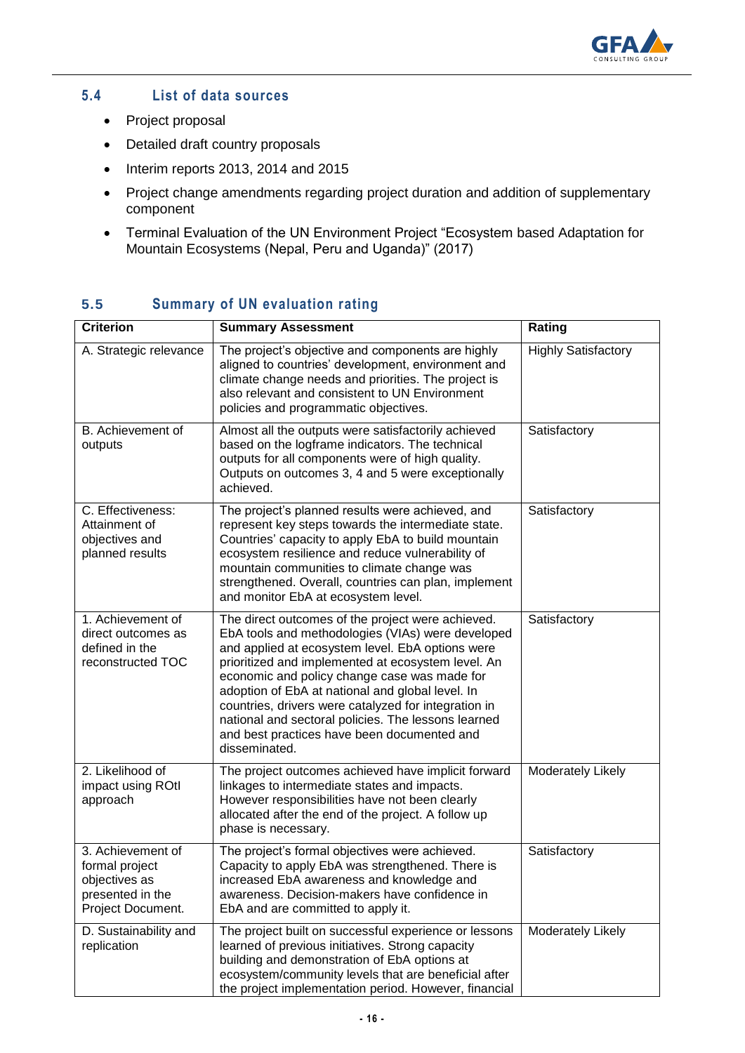### 5.4 List of data sources

- Project proposal
- Detailed draft country proposals
- Interim reports 2013, 2014 and 2015
- Project change amendments regarding project duration and addition of supplementary component
- Terminal Evaluation of the UN Environment Project "Ecosystem based Adaptation for Mountain Ecosystems (Nepal, Peru and Uganda)" (2017)

### 5.5 Summary of UN evaluation rating

| Criterion | Summary Assessment | Rating |
|---|---|---|
| A. Strategic relevance | The project's objective and components are highly aligned to countries' development, environment and climate change needs and priorities. The project is also relevant and consistent to UN Environment policies and programmatic objectives. | Highly Satisfactory |
| B. Achievement of outputs | Almost all the outputs were satisfactorily achieved based on the logframe indicators. The technical outputs for all components were of high quality. Outputs on outcomes 3, 4 and 5 were exceptionally achieved. | Satisfactory |
| C. Effectiveness: Attainment of objectives and planned results | The project's planned results were achieved, and represent key steps towards the intermediate state. Countries' capacity to apply EbA to build mountain ecosystem resilience and reduce vulnerability of mountain communities to climate change was strengthened. Overall, countries can plan, implement and monitor EbA at ecosystem level. | Satisfactory |
| 1. Achievement of direct outcomes as defined in the reconstructed TOC | The direct outcomes of the project were achieved. EbA tools and methodologies (VIAs) were developed and applied at ecosystem level. EbA options were prioritized and implemented at ecosystem level. An economic and policy change case was made for adoption of EbA at national and global level. In countries, drivers were catalyzed for integration in national and sectoral policies. The lessons learned and best practices have been documented and disseminated. | Satisfactory |
| 2. Likelihood of impact using ROtI approach | The project outcomes achieved have implicit forward linkages to intermediate states and impacts. However responsibilities have not been clearly allocated after the end of the project. A follow up phase is necessary. | Moderately Likely |
| 3. Achievement of formal project objectives as presented in the Project Document. | The project's formal objectives were achieved. Capacity to apply EbA was strengthened. There is increased EbA awareness and knowledge and awareness. Decision-makers have confidence in EbA and are committed to apply it. | Satisfactory |
| D. Sustainability and replication | The project built on successful experience or lessons learned of previous initiatives. Strong capacity building and demonstration of EbA options at ecosystem/community levels that are beneficial after the project implementation period. However, financial | Moderately Likely |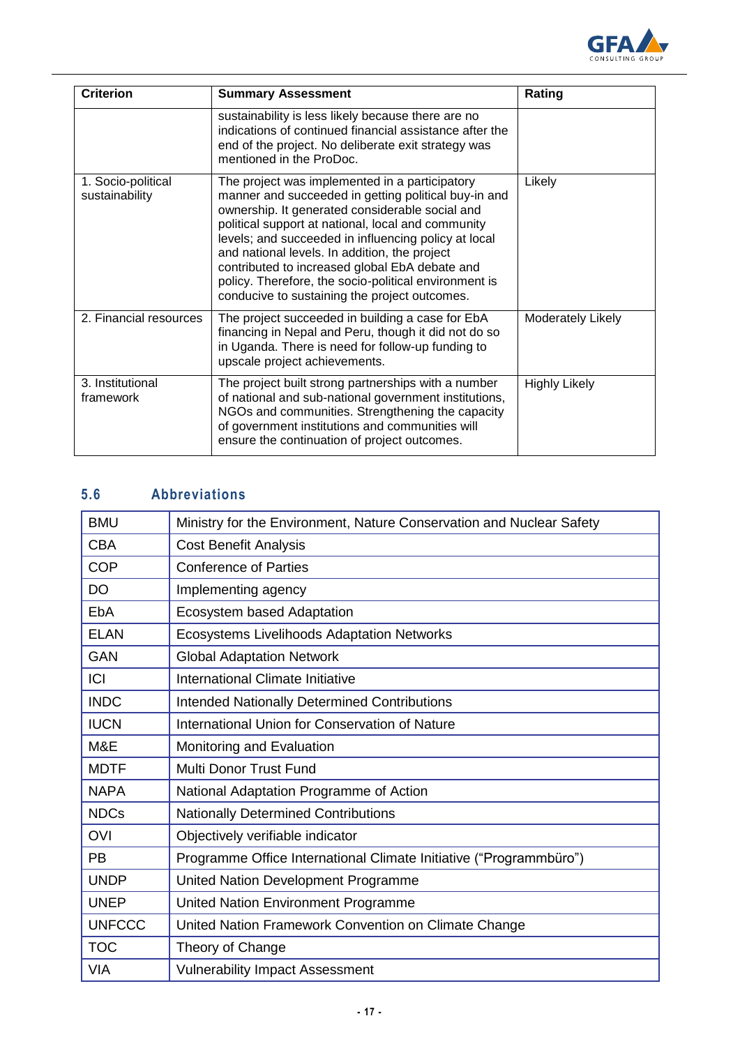| Criterion | Summary Assessment | Rating |
|---|---|---|
| | sustainability is less likely because there are no indications of continued financial assistance after the end of the project. No deliberate exit strategy was mentioned in the ProDoc. | |
| 1. Socio-political sustainability | The project was implemented in a participatory manner and succeeded in getting political buy-in and ownership. It generated considerable social and political support at national, local and community levels; and succeeded in influencing policy at local and national levels. In addition, the project contributed to increased global EbA debate and policy. Therefore, the socio-political environment is conducive to sustaining the project outcomes. | Likely |
| 2. Financial resources | The project succeeded in building a case for EbA financing in Nepal and Peru, though it did not do so in Uganda. There is need for follow-up funding to upscale project achievements. | Moderately Likely |
| 3. Institutional framework | The project built strong partnerships with a number of national and sub-national government institutions, NGOs and communities. Strengthening the capacity of government institutions and communities will ensure the continuation of project outcomes. | Highly Likely |

### 5.6 Abbreviations

| | |
|---|---|
| BMU | Ministry for the Environment, Nature Conservation and Nuclear Safety |
| CBA | Cost Benefit Analysis |
| COP | Conference of Parties |
| DO | Implementing agency |
| EbA | Ecosystem based Adaptation |
| ELAN | Ecosystems Livelihoods Adaptation Networks |
| GAN | Global Adaptation Network |
| ICI | International Climate Initiative |
| INDC | Intended Nationally Determined Contributions |
| IUCN | International Union for Conservation of Nature |
| M&E | Monitoring and Evaluation |
| MDTF | Multi Donor Trust Fund |
| NAPA | National Adaptation Programme of Action |
| NDCs | Nationally Determined Contributions |
| OVI | Objectively verifiable indicator |
| PB | Programme Office International Climate Initiative (“Programmbüro”) |
| UNDP | United Nation Development Programme |
| UNEP | United Nation Environment Programme |
| UNFCCC | United Nation Framework Convention on Climate Change |
| TOC | Theory of Change |
| VIA | Vulnerability Impact Assessment |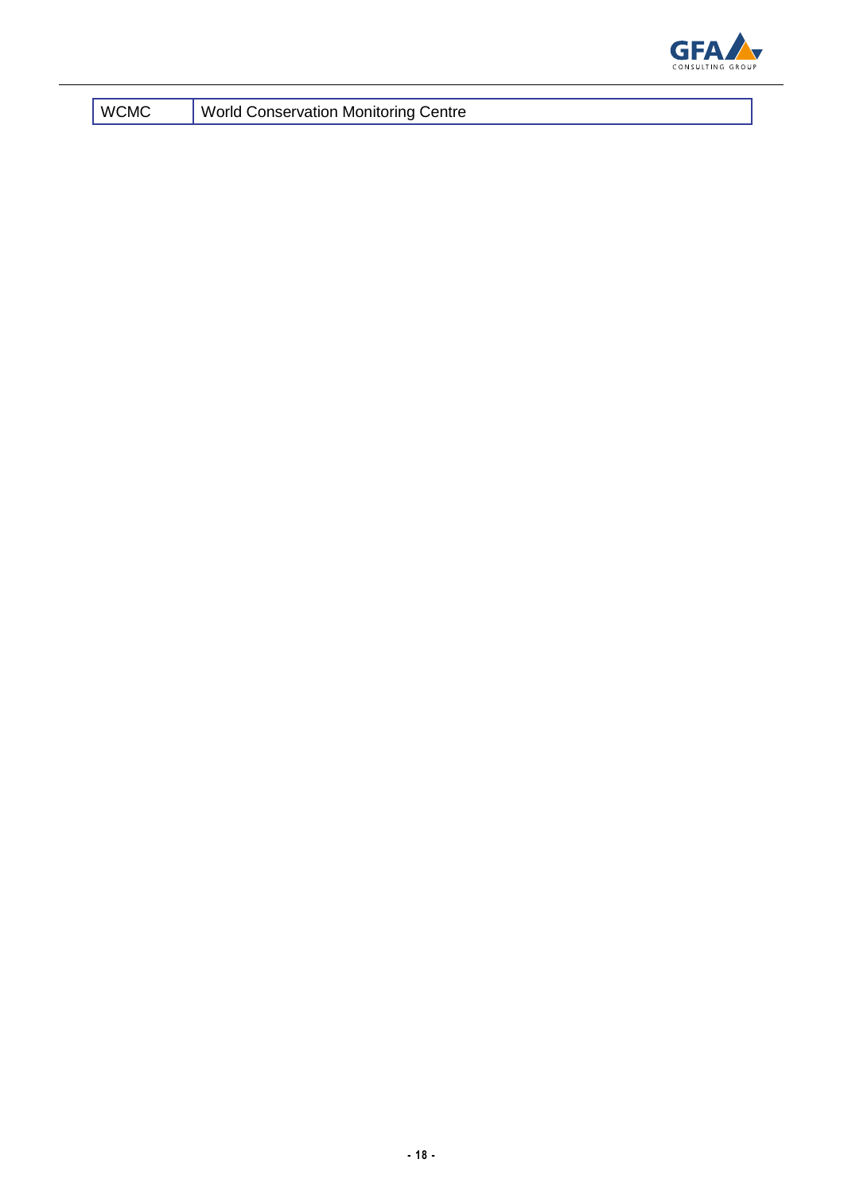| | |
|---|---|
| WCMC | World Conservation Monitoring Centre |